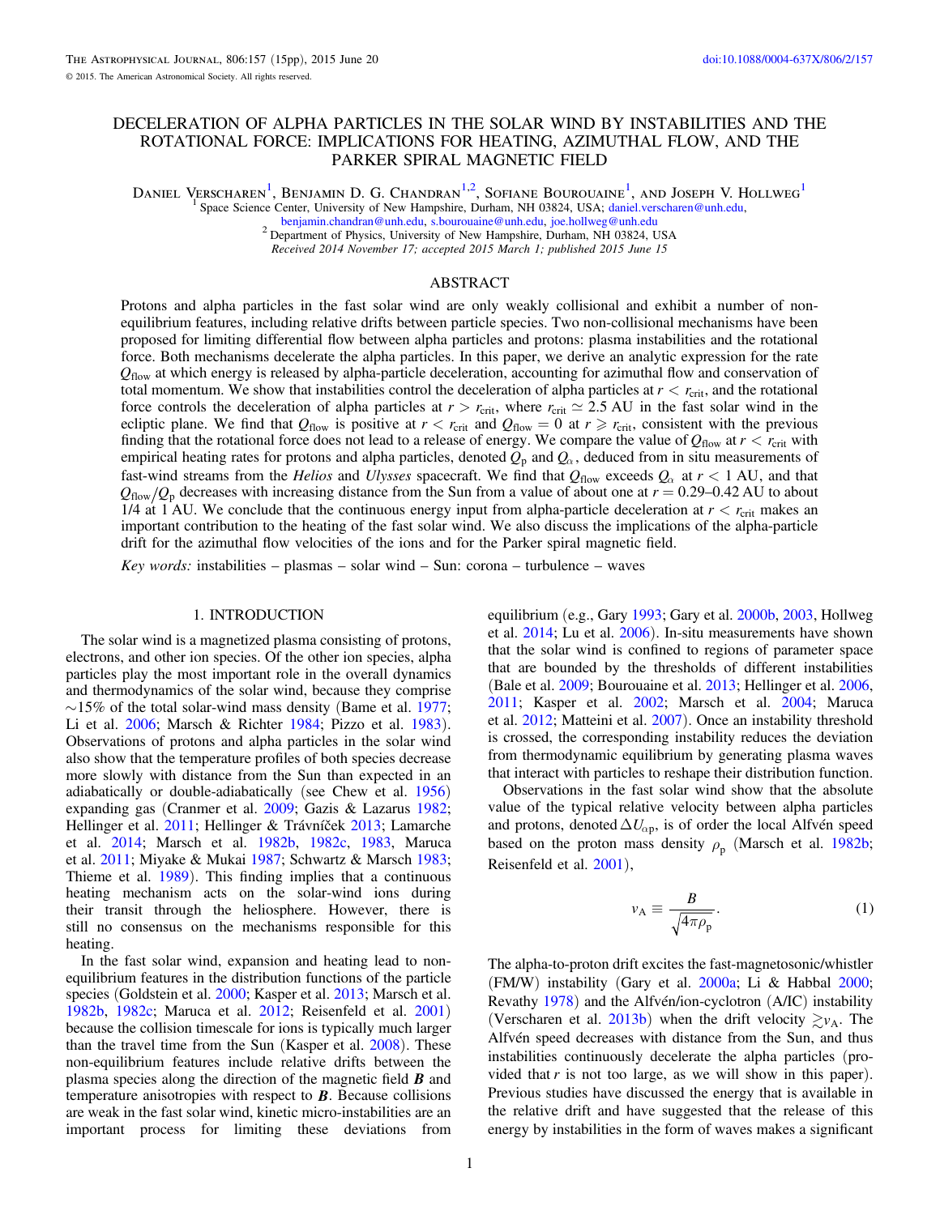# DECELERATION OF ALPHA PARTICLES IN THE SOLAR WIND BY INSTABILITIES AND THE ROTATIONAL FORCE: IMPLICATIONS FOR HEATING, AZIMUTHAL FLOW, AND THE PARKER SPIRAL MAGNETIC FIELD

Daniel Verscharen[1], Benjamin D. G. Chandran[1,2], Sofiane Bourouaine[1], and Joseph V. Hollweg[1]

[1] Space Science Center, University of New Hampshire, Durham, NH 03824, USA; daniel.verscharen@unh.edu, benjamin.chandran@unh.edu, s.bourouaine@unh.edu, joe.hollweg@unh.edu

[2] Department of Physics, University of New Hampshire, Durham, NH 03824, USA

*Received 2014 November 17; accepted 2015 March 1; published 2015 June 15*

## ABSTRACT

Protons and alpha particles in the fast solar wind are only weakly collisional and exhibit a number of non-equilibrium features, including relative drifts between particle species. Two non-collisional mechanisms have been proposed for limiting differential flow between alpha particles and protons: plasma instabilities and the rotational force. Both mechanisms decelerate the alpha particles. In this paper, we derive an analytic expression for the rate $Q_{\rm flow}$ at which energy is released by alpha-particle deceleration, accounting for azimuthal flow and conservation of total momentum. We show that instabilities control the deceleration of alpha particles at $r < r_{\rm crit}$, and the rotational force controls the deceleration of alpha particles at $r > r_{\rm crit}$, where $r_{\rm crit} \simeq 2.5$ AU in the fast solar wind in the ecliptic plane. We find that $Q_{\rm flow}$ is positive at $r < r_{\rm crit}$ and $Q_{\rm flow} = 0$ at $r \geqslant r_{\rm crit}$, consistent with the previous finding that the rotational force does not lead to a release of energy. We compare the value of $Q_{\rm flow}$ at $r < r_{\rm crit}$ with empirical heating rates for protons and alpha particles, denoted $Q_{\rm p}$ and $Q_\alpha$, deduced from in situ measurements of fast-wind streams from the *Helios* and *Ulysses* spacecraft. We find that $Q_{\rm flow}$ exceeds $Q_\alpha$ at $r < 1$ AU, and that $Q_{\rm flow}/Q_{\rm p}$ decreases with increasing distance from the Sun from a value of about one at $r = 0.29$–$0.42$ AU to about 1/4 at 1 AU. We conclude that the continuous energy input from alpha-particle deceleration at $r < r_{\rm crit}$ makes an important contribution to the heating of the fast solar wind. We also discuss the implications of the alpha-particle drift for the azimuthal flow velocities of the ions and for the Parker spiral magnetic field.

*Key words:* instabilities – plasmas – solar wind – Sun: corona – turbulence – waves

## 1. INTRODUCTION

The solar wind is a magnetized plasma consisting of protons, electrons, and other ion species. Of the other ion species, alpha particles play the most important role in the overall dynamics and thermodynamics of the solar wind, because they comprise ~15% of the total solar-wind mass density (Bame et al. 1977; Li et al. 2006; Marsch & Richter 1984; Pizzo et al. 1983). Observations of protons and alpha particles in the solar wind also show that the temperature profiles of both species decrease more slowly with distance from the Sun than expected in an adiabatically or double-adiabatically (see Chew et al. 1956) expanding gas (Cranmer et al. 2009; Gazis & Lazarus 1982; Hellinger et al. 2011; Hellinger & Trávníček 2013; Lamarche et al. 2014; Marsch et al. 1982b, 1982c, 1983, Maruca et al. 2011; Miyake & Mukai 1987; Schwartz & Marsch 1983; Thieme et al. 1989). This finding implies that a continuous heating mechanism acts on the solar-wind ions during their transit through the heliosphere. However, there is still no consensus on the mechanisms responsible for this heating.

In the fast solar wind, expansion and heating lead to non-equilibrium features in the distribution functions of the particle species (Goldstein et al. 2000; Kasper et al. 2013; Marsch et al. 1982b, 1982c; Maruca et al. 2012; Reisenfeld et al. 2001) because the collision timescale for ions is typically much larger than the travel time from the Sun (Kasper et al. 2008). These non-equilibrium features include relative drifts between the plasma species along the direction of the magnetic field $\boldsymbol{B}$ and temperature anisotropies with respect to $\boldsymbol{B}$. Because collisions are weak in the fast solar wind, kinetic micro-instabilities are an important process for limiting these deviations from equilibrium (e.g., Gary 1993; Gary et al. 2000b, 2003, Hollweg et al. 2014; Lu et al. 2006). In-situ measurements have shown that the solar wind is confined to regions of parameter space that are bounded by the thresholds of different instabilities (Bale et al. 2009; Bourouaine et al. 2013; Hellinger et al. 2006, 2011; Kasper et al. 2002; Marsch et al. 2004; Maruca et al. 2012; Matteini et al. 2007). Once an instability threshold is crossed, the corresponding instability reduces the deviation from thermodynamic equilibrium by generating plasma waves that interact with particles to reshape their distribution function.

Observations in the fast solar wind show that the absolute value of the typical relative velocity between alpha particles and protons, denoted $\Delta U_{\alpha\rm p}$, is of order the local Alfvén speed based on the proton mass density $\rho_{\rm p}$ (Marsch et al. 1982b; Reisenfeld et al. 2001),

$$v_{\rm A} \equiv \frac{B}{\sqrt{4\pi\rho_{\rm p}}}. \tag{1}$$

The alpha-to-proton drift excites the fast-magnetosonic/whistler (FM/W) instability (Gary et al. 2000a; Li & Habbal 2000; Revathy 1978) and the Alfvén/ion-cyclotron (A/IC) instability (Verscharen et al. 2013b) when the drift velocity $\gtrsim v_{\rm A}$. The Alfvén speed decreases with distance from the Sun, and thus instabilities continuously decelerate the alpha particles (provided that $r$ is not too large, as we will show in this paper). Previous studies have discussed the energy that is available in the relative drift and have suggested that the release of this energy by instabilities in the form of waves makes a significant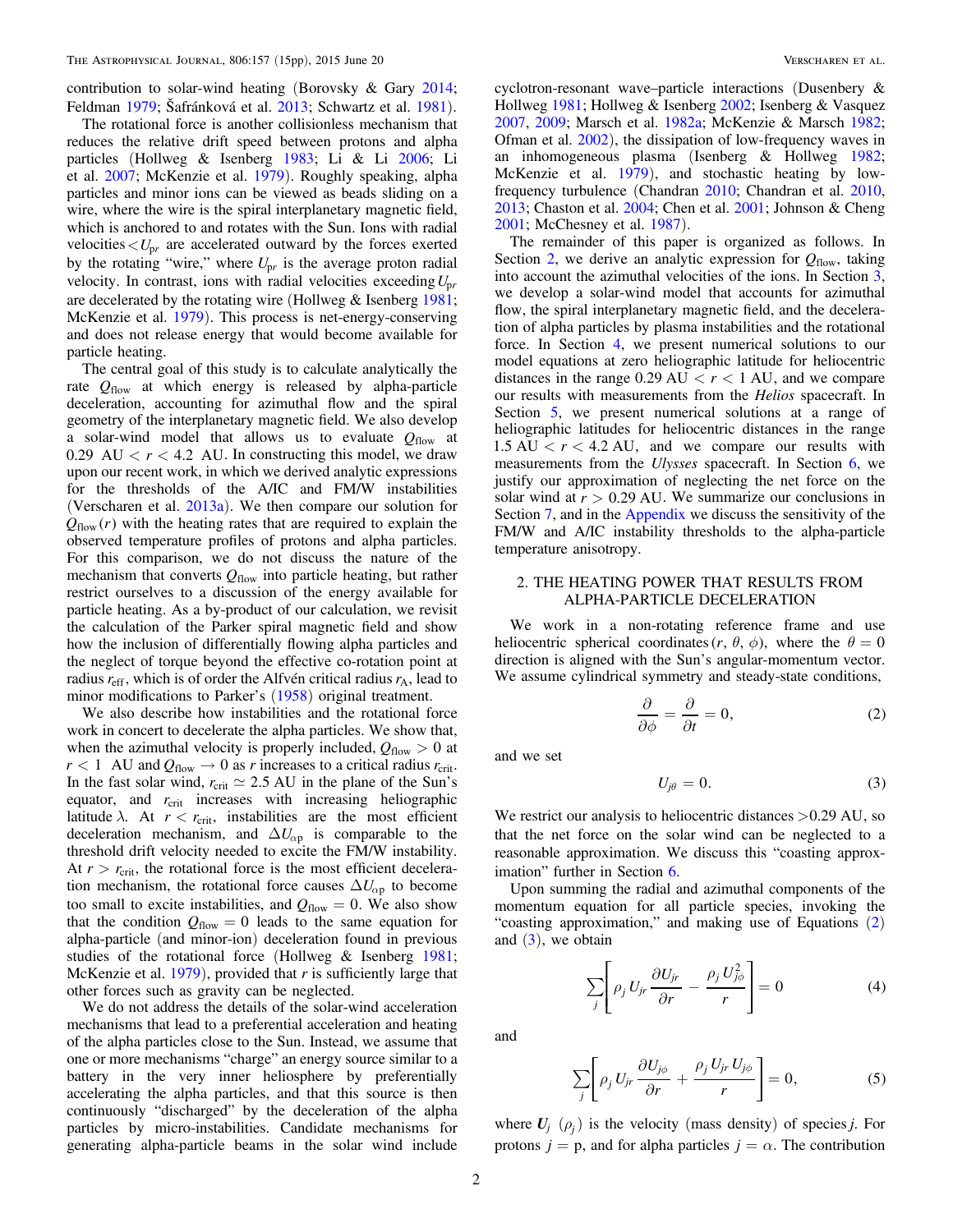contribution to solar-wind heating (Borovsky & Gary 2014; Feldman 1979; Šafránková et al. 2013; Schwartz et al. 1981).

The rotational force is another collisionless mechanism that reduces the relative drift speed between protons and alpha particles (Hollweg & Isenberg 1983; Li & Li 2006; Li et al. 2007; McKenzie et al. 1979). Roughly speaking, alpha particles and minor ions can be viewed as beads sliding on a wire, where the wire is the spiral interplanetary magnetic field, which is anchored to and rotates with the Sun. Ions with radial velocities $< U_{pr}$ are accelerated outward by the forces exerted by the rotating "wire," where $U_{pr}$ is the average proton radial velocity. In contrast, ions with radial velocities exceeding $U_{pr}$ are decelerated by the rotating wire (Hollweg & Isenberg 1981; McKenzie et al. 1979). This process is net-energy-conserving and does not release energy that would become available for particle heating.

The central goal of this study is to calculate analytically the rate $Q_{\rm flow}$ at which energy is released by alpha-particle deceleration, accounting for azimuthal flow and the spiral geometry of the interplanetary magnetic field. We also develop a solar-wind model that allows us to evaluate $Q_{\rm flow}$ at $0.29\ \text{AU} < r < 4.2\ \text{AU}$. In constructing this model, we draw upon our recent work, in which we derived analytic expressions for the thresholds of the A/IC and FM/W instabilities (Verscharen et al. 2013a). We then compare our solution for $Q_{\rm flow}(r)$ with the heating rates that are required to explain the observed temperature profiles of protons and alpha particles. For this comparison, we do not discuss the nature of the mechanism that converts $Q_{\rm flow}$ into particle heating, but rather restrict ourselves to a discussion of the energy available for particle heating. As a by-product of our calculation, we revisit the calculation of the Parker spiral magnetic field and show how the inclusion of differentially flowing alpha particles and the neglect of torque beyond the effective co-rotation point at radius $r_{\rm eff}$, which is of order the Alfvén critical radius $r_{\rm A}$, lead to minor modifications to Parker's (1958) original treatment.

We also describe how instabilities and the rotational force work in concert to decelerate the alpha particles. We show that, when the azimuthal velocity is properly included, $Q_{\rm flow} > 0$ at $r < 1$ AU and $Q_{\rm flow} \to 0$ as $r$ increases to a critical radius $r_{\rm crit}$. In the fast solar wind, $r_{\rm crit} \simeq 2.5$ AU in the plane of the Sun's equator, and $r_{\rm crit}$ increases with increasing heliographic latitude $\lambda$. At $r < r_{\rm crit}$, instabilities are the most efficient deceleration mechanism, and $\Delta U_{\alpha \rm p}$ is comparable to the threshold drift velocity needed to excite the FM/W instability. At $r > r_{\rm crit}$, the rotational force is the most efficient deceleration mechanism, the rotational force causes $\Delta U_{\alpha \rm p}$ to become too small to excite instabilities, and $Q_{\rm flow} = 0$. We also show that the condition $Q_{\rm flow} = 0$ leads to the same equation for alpha-particle (and minor-ion) deceleration found in previous studies of the rotational force (Hollweg & Isenberg 1981; McKenzie et al. 1979), provided that $r$ is sufficiently large that other forces such as gravity can be neglected.

We do not address the details of the solar-wind acceleration mechanisms that lead to a preferential acceleration and heating of the alpha particles close to the Sun. Instead, we assume that one or more mechanisms "charge" an energy source similar to a battery in the very inner heliosphere by preferentially accelerating the alpha particles, and that this source is then continuously "discharged" by the deceleration of the alpha particles by micro-instabilities. Candidate mechanisms for generating alpha-particle beams in the solar wind include cyclotron-resonant wave–particle interactions (Dusenbery & Hollweg 1981; Hollweg & Isenberg 2002; Isenberg & Vasquez 2007, 2009; Marsch et al. 1982a; McKenzie & Marsch 1982; Ofman et al. 2002), the dissipation of low-frequency waves in an inhomogeneous plasma (Isenberg & Hollweg 1982; McKenzie et al. 1979), and stochastic heating by low-frequency turbulence (Chandran 2010; Chandran et al. 2010, 2013; Chaston et al. 2004; Chen et al. 2001; Johnson & Cheng 2001; McChesney et al. 1987).

The remainder of this paper is organized as follows. In Section 2, we derive an analytic expression for $Q_{\rm flow}$, taking into account the azimuthal velocities of the ions. In Section 3, we develop a solar-wind model that accounts for azimuthal flow, the spiral interplanetary magnetic field, and the deceleration of alpha particles by plasma instabilities and the rotational force. In Section 4, we present numerical solutions to our model equations at zero heliographic latitude for heliocentric distances in the range $0.29\ \text{AU} < r < 1$ AU, and we compare our results with measurements from the *Helios* spacecraft. In Section 5, we present numerical solutions at a range of heliographic latitudes for heliocentric distances in the range $1.5\ \text{AU} < r < 4.2$ AU, and we compare our results with measurements from the *Ulysses* spacecraft. In Section 6, we justify our approximation of neglecting the net force on the solar wind at $r > 0.29$ AU. We summarize our conclusions in Section 7, and in the Appendix we discuss the sensitivity of the FM/W and A/IC instability thresholds to the alpha-particle temperature anisotropy.

## 2. THE HEATING POWER THAT RESULTS FROM ALPHA-PARTICLE DECELERATION

We work in a non-rotating reference frame and use heliocentric spherical coordinates $(r, \theta, \phi)$, where the $\theta = 0$ direction is aligned with the Sun's angular-momentum vector. We assume cylindrical symmetry and steady-state conditions,

$$\frac{\partial}{\partial \phi} = \frac{\partial}{\partial t} = 0, \tag{2}$$

and we set

$$U_{j\theta} = 0. \tag{3}$$

We restrict our analysis to heliocentric distances $>0.29$ AU, so that the net force on the solar wind can be neglected to a reasonable approximation. We discuss this "coasting approximation" further in Section 6.

Upon summing the radial and azimuthal components of the momentum equation for all particle species, invoking the "coasting approximation," and making use of Equations (2) and (3), we obtain

$$\sum_j \left[ \rho_j\, U_{jr} \frac{\partial U_{jr}}{\partial r} - \frac{\rho_j\, U_{j\phi}^2}{r} \right] = 0 \tag{4}$$

and

$$\sum_j \left[ \rho_j\, U_{jr} \frac{\partial U_{j\phi}}{\partial r} + \frac{\rho_j\, U_{jr}\, U_{j\phi}}{r} \right] = 0, \tag{5}$$

where $\boldsymbol{U}_j$ $(\rho_j)$ is the velocity (mass density) of species $j$. For protons $j = \rm p$, and for alpha particles $j = \alpha$. The contribution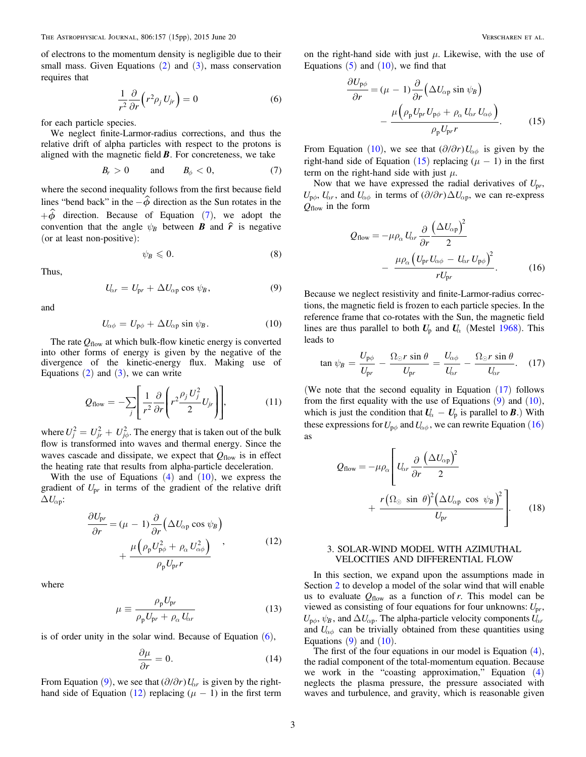of electrons to the momentum density is negligible due to their small mass. Given Equations (2) and (3), mass conservation requires that

$$\frac{1}{r^2}\frac{\partial}{\partial r}\left(r^2 \rho_j U_{jr}\right) = 0 \tag{6}$$

for each particle species.

We neglect finite-Larmor-radius corrections, and thus the relative drift of alpha particles with respect to the protons is aligned with the magnetic field $\boldsymbol{B}$. For concreteness, we take

$$B_r > 0 \qquad \text{and} \qquad B_\phi < 0, \tag{7}$$

where the second inequality follows from the first because field lines "bend back" in the $-\hat{\phi}$ direction as the Sun rotates in the $+\hat{\phi}$ direction. Because of Equation (7), we adopt the convention that the angle $\psi_B$ between $\boldsymbol{B}$ and $\hat{\boldsymbol{r}}$ is negative (or at least non-positive):

$$\psi_B \leqslant 0. \tag{8}$$

Thus,

$$U_{\alpha r} = U_{\mathrm{p}r} + \Delta U_{\alpha\mathrm{p}} \cos \psi_B, \tag{9}$$

and

$$U_{\alpha\phi} = U_{\mathrm{p}\phi} + \Delta U_{\alpha\mathrm{p}} \sin \psi_B. \tag{10}$$

The rate $Q_{\mathrm{flow}}$ at which bulk-flow kinetic energy is converted into other forms of energy is given by the negative of the divergence of the kinetic-energy flux. Making use of Equations (2) and (3), we can write

$$Q_{\mathrm{flow}} = -\sum_j \left[\frac{1}{r^2}\frac{\partial}{\partial r}\left(r^2 \frac{\rho_j U_j^2}{2} U_{jr}\right)\right], \tag{11}$$

where $U_j^2 = U_{jr}^2 + U_{j\phi}^2$. The energy that is taken out of the bulk flow is transformed into waves and thermal energy. Since the waves cascade and dissipate, we expect that $Q_{\mathrm{flow}}$ is in effect the heating rate that results from alpha-particle deceleration.

With the use of Equations (4) and (10), we express the gradient of $U_{\mathrm{p}r}$ in terms of the gradient of the relative drift $\Delta U_{\alpha\mathrm{p}}$:

$$\frac{\partial U_{\mathrm{p}r}}{\partial r} = (\mu - 1)\frac{\partial}{\partial r}\left(\Delta U_{\alpha\mathrm{p}} \cos \psi_B\right) + \frac{\mu\left(\rho_\mathrm{p} U_{\mathrm{p}\phi}^2 + \rho_\alpha U_{\alpha\phi}^2\right)}{\rho_\mathrm{p} U_{\mathrm{p}r} r}, \tag{12}$$

where

$$\mu \equiv \frac{\rho_\mathrm{p} U_{\mathrm{p}r}}{\rho_\mathrm{p} U_{\mathrm{p}r} + \rho_\alpha U_{\alpha r}} \tag{13}$$

is of order unity in the solar wind. Because of Equation (6),

$$\frac{\partial \mu}{\partial r} = 0. \tag{14}$$

From Equation (9), we see that $(\partial/\partial r) U_{\alpha r}$ is given by the right-hand side of Equation (12) replacing $(\mu - 1)$ in the first term on the right-hand side with just $\mu$. Likewise, with the use of Equations (5) and (10), we find that

$$\frac{\partial U_{\mathrm{p}\phi}}{\partial r} = (\mu - 1)\frac{\partial}{\partial r}\left(\Delta U_{\alpha\mathrm{p}} \sin \psi_B\right) - \frac{\mu\left(\rho_\mathrm{p} U_{\mathrm{p}r} U_{\mathrm{p}\phi} + \rho_\alpha U_{\alpha r} U_{\alpha\phi}\right)}{\rho_\mathrm{p} U_{\mathrm{p}r} r}. \tag{15}$$

From Equation (10), we see that $(\partial/\partial r) U_{\alpha\phi}$ is given by the right-hand side of Equation (15) replacing $(\mu - 1)$ in the first term on the right-hand side with just $\mu$.

Now that we have expressed the radial derivatives of $U_{\mathrm{p}r}$, $U_{\mathrm{p}\phi}$, $U_{\alpha r}$, and $U_{\alpha\phi}$ in terms of $(\partial/\partial r)\Delta U_{\alpha\mathrm{p}}$, we can re-express $Q_{\mathrm{flow}}$ in the form

$$Q_{\mathrm{flow}} = -\mu \rho_\alpha U_{\alpha r} \frac{\partial}{\partial r}\frac{\left(\Delta U_{\alpha\mathrm{p}}\right)^2}{2} - \frac{\mu \rho_\alpha \left(U_{\mathrm{p}r} U_{\alpha\phi} - U_{\alpha r} U_{\mathrm{p}\phi}\right)^2}{r U_{\mathrm{p}r}}. \tag{16}$$

Because we neglect resistivity and finite-Larmor-radius corrections, the magnetic field is frozen to each particle species. In the reference frame that co-rotates with the Sun, the magnetic field lines are thus parallel to both $\boldsymbol{U}_\mathrm{p}$ and $\boldsymbol{U}_\alpha$ (Mestel 1968). This leads to

$$\tan \psi_B = \frac{U_{\mathrm{p}\phi}}{U_{\mathrm{p}r}} - \frac{\Omega_\odot r \sin\theta}{U_{\mathrm{p}r}} = \frac{U_{\alpha\phi}}{U_{\alpha r}} - \frac{\Omega_\odot r \sin\theta}{U_{\alpha r}}. \tag{17}$$

(We note that the second equality in Equation (17) follows from the first equality with the use of Equations (9) and (10), which is just the condition that $\boldsymbol{U}_\alpha - \boldsymbol{U}_\mathrm{p}$ is parallel to $\boldsymbol{B}$.) With these expressions for $U_{\mathrm{p}\phi}$ and $U_{\alpha\phi}$, we can rewrite Equation (16) as

$$Q_{\mathrm{flow}} = -\mu \rho_\alpha \left[U_{\alpha r}\frac{\partial}{\partial r}\frac{\left(\Delta U_{\alpha\mathrm{p}}\right)^2}{2} + \frac{r\left(\Omega_\odot \sin\theta\right)^2\left(\Delta U_{\alpha\mathrm{p}} \cos\psi_B\right)^2}{U_{\mathrm{p}r}}\right]. \tag{18}$$

## 3. SOLAR-WIND MODEL WITH AZIMUTHAL VELOCITIES AND DIFFERENTIAL FLOW

In this section, we expand upon the assumptions made in Section 2 to develop a model of the solar wind that will enable us to evaluate $Q_{\mathrm{flow}}$ as a function of $r$. This model can be viewed as consisting of four equations for four unknowns: $U_{\mathrm{p}r}$, $U_{\mathrm{p}\phi}$, $\psi_B$, and $\Delta U_{\alpha\mathrm{p}}$. The alpha-particle velocity components $U_{\alpha r}$ and $U_{\alpha\phi}$ can be trivially obtained from these quantities using Equations (9) and (10).

The first of the four equations in our model is Equation (4), the radial component of the total-momentum equation. Because we work in the "coasting approximation," Equation (4) neglects the plasma pressure, the pressure associated with waves and turbulence, and gravity, which is reasonable given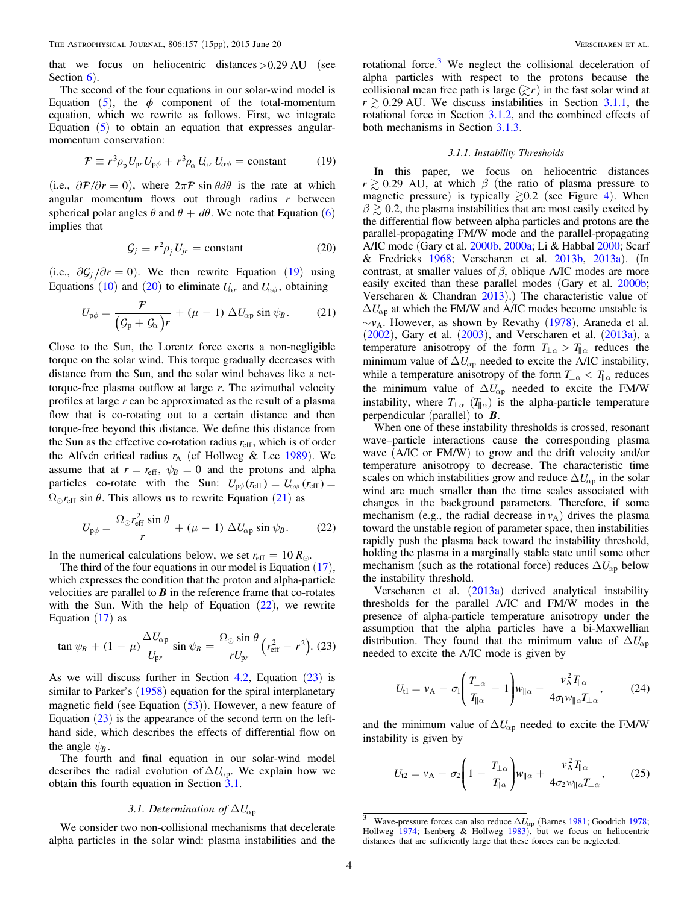that we focus on heliocentric distances >0.29 AU (see Section 6).

The second of the four equations in our solar-wind model is Equation (5), the $\phi$ component of the total-momentum equation, which we rewrite as follows. First, we integrate Equation (5) to obtain an equation that expresses angular-momentum conservation:

$$\mathcal{F} \equiv r^3 \rho_{\rm p} U_{\rm pr} U_{\rm p\phi} + r^3 \rho_\alpha U_{\alpha r} U_{\alpha\phi} = \text{constant} \tag{19}$$

(i.e., $\partial \mathcal{F}/\partial r = 0$), where $2\pi\mathcal{F} \sin\theta d\theta$ is the rate at which angular momentum flows out through radius $r$ between spherical polar angles $\theta$ and $\theta + d\theta$. We note that Equation (6) implies that

$$\mathcal{G}_j \equiv r^2 \rho_j U_{jr} = \text{constant} \tag{20}$$

(i.e., $\partial \mathcal{G}_j / \partial r = 0$). We then rewrite Equation (19) using Equations (10) and (20) to eliminate $U_{\alpha r}$ and $U_{\alpha\phi}$, obtaining

$$U_{\rm p\phi} = \frac{\mathcal{F}}{\left(\mathcal{G}_{\rm p} + \mathcal{G}_\alpha\right) r} + (\mu - 1)\, \Delta U_{\alpha\rm p} \sin\psi_B. \tag{21}$$

Close to the Sun, the Lorentz force exerts a non-negligible torque on the solar wind. This torque gradually decreases with distance from the Sun, and the solar wind behaves like a net-torque-free plasma outflow at large $r$. The azimuthal velocity profiles at large $r$ can be approximated as the result of a plasma flow that is co-rotating out to a certain distance and then torque-free beyond this distance. We define this distance from the Sun as the effective co-rotation radius $r_{\rm eff}$, which is of order the Alfvén critical radius $r_{\rm A}$ (cf Hollweg & Lee 1989). We assume that at $r = r_{\rm eff}$, $\psi_B = 0$ and the protons and alpha particles co-rotate with the Sun: $U_{\rm p\phi}(r_{\rm eff}) = U_{\alpha\phi}(r_{\rm eff}) = \Omega_\odot r_{\rm eff} \sin\theta$. This allows us to rewrite Equation (21) as

$$U_{\rm p\phi} = \frac{\Omega_\odot r_{\rm eff}^2 \sin\theta}{r} + (\mu - 1)\, \Delta U_{\alpha\rm p} \sin\psi_B. \tag{22}$$

In the numerical calculations below, we set $r_{\rm eff} = 10\, R_\odot$.

The third of the four equations in our model is Equation (17), which expresses the condition that the proton and alpha-particle velocities are parallel to $\boldsymbol{B}$ in the reference frame that co-rotates with the Sun. With the help of Equation (22), we rewrite Equation (17) as

$$\tan\psi_B + (1 - \mu)\frac{\Delta U_{\alpha\rm p}}{U_{\rm pr}} \sin\psi_B = \frac{\Omega_\odot \sin\theta}{r U_{\rm pr}}\left(r_{\rm eff}^2 - r^2\right). \tag{23}$$

As we will discuss further in Section 4.2, Equation (23) is similar to Parker's (1958) equation for the spiral interplanetary magnetic field (see Equation (53)). However, a new feature of Equation (23) is the appearance of the second term on the left-hand side, which describes the effects of differential flow on the angle $\psi_B$.

The fourth and final equation in our solar-wind model describes the radial evolution of $\Delta U_{\alpha\rm p}$. We explain how we obtain this fourth equation in Section 3.1.

### 3.1. Determination of $\Delta U_{\alpha\rm p}$

We consider two non-collisional mechanisms that decelerate alpha particles in the solar wind: plasma instabilities and the rotational force.[3] We neglect the collisional deceleration of alpha particles with respect to the protons because the collisional mean free path is large ($\gtrsim r$) in the fast solar wind at $r \gtrsim 0.29$ AU. We discuss instabilities in Section 3.1.1, the rotational force in Section 3.1.2, and the combined effects of both mechanisms in Section 3.1.3.

#### 3.1.1. Instability Thresholds

In this paper, we focus on heliocentric distances $r \gtrsim 0.29$ AU, at which $\beta$ (the ratio of plasma pressure to magnetic pressure) is typically $\gtrsim 0.2$ (see Figure 4). When $\beta \gtrsim 0.2$, the plasma instabilities that are most easily excited by the differential flow between alpha particles and protons are the parallel-propagating FM/W mode and the parallel-propagating A/IC mode (Gary et al. 2000b, 2000a; Li & Habbal 2000; Scarf & Fredricks 1968; Verscharen et al. 2013b, 2013a). (In contrast, at smaller values of $\beta$, oblique A/IC modes are more easily excited than these parallel modes (Gary et al. 2000b; Verscharen & Chandran 2013).) The characteristic value of $\Delta U_{\alpha\rm p}$ at which the FM/W and A/IC modes become unstable is $\sim v_{\rm A}$. However, as shown by Revathy (1978), Araneda et al. (2002), Gary et al. (2003), and Verscharen et al. (2013a), a temperature anisotropy of the form $T_{\perp\alpha} > T_{\parallel\alpha}$ reduces the minimum value of $\Delta U_{\alpha\rm p}$ needed to excite the A/IC instability, while a temperature anisotropy of the form $T_{\perp\alpha} < T_{\parallel\alpha}$ reduces the minimum value of $\Delta U_{\alpha\rm p}$ needed to excite the FM/W instability, where $T_{\perp\alpha}$ ($T_{\parallel\alpha}$) is the alpha-particle temperature perpendicular (parallel) to $\boldsymbol{B}$.

When one of these instability thresholds is crossed, resonant wave–particle interactions cause the corresponding plasma wave (A/IC or FM/W) to grow and the drift velocity and/or temperature anisotropy to decrease. The characteristic time scales on which instabilities grow and reduce $\Delta U_{\alpha\rm p}$ in the solar wind are much smaller than the time scales associated with changes in the background parameters. Therefore, if some mechanism (e.g., the radial decrease in $v_{\rm A}$) drives the plasma toward the unstable region of parameter space, then instabilities rapidly push the plasma back toward the instability threshold, holding the plasma in a marginally stable state until some other mechanism (such as the rotational force) reduces $\Delta U_{\alpha\rm p}$ below the instability threshold.

Verscharen et al. (2013a) derived analytical instability thresholds for the parallel A/IC and FM/W modes in the presence of alpha-particle temperature anisotropy under the assumption that the alpha particles have a bi-Maxwellian distribution. They found that the minimum value of $\Delta U_{\alpha\rm p}$ needed to excite the A/IC mode is given by

$$U_{\rm t1} = v_{\rm A} - \sigma_1\left(\frac{T_{\perp\alpha}}{T_{\parallel\alpha}} - 1\right) w_{\parallel\alpha} - \frac{v_{\rm A}^2 T_{\parallel\alpha}}{4\sigma_1 w_{\parallel\alpha} T_{\perp\alpha}}, \tag{24}$$

and the minimum value of $\Delta U_{\alpha\rm p}$ needed to excite the FM/W instability is given by

$$U_{\rm t2} = v_{\rm A} - \sigma_2\left(1 - \frac{T_{\perp\alpha}}{T_{\parallel\alpha}}\right) w_{\parallel\alpha} + \frac{v_{\rm A}^2 T_{\parallel\alpha}}{4\sigma_2 w_{\parallel\alpha} T_{\perp\alpha}}, \tag{25}$$

[3] Wave-pressure forces can also reduce $\Delta U_{\alpha\rm p}$ (Barnes 1981; Goodrich 1978; Hollweg 1974; Isenberg & Hollweg 1983), but we focus on heliocentric distances that are sufficiently large that these forces can be neglected.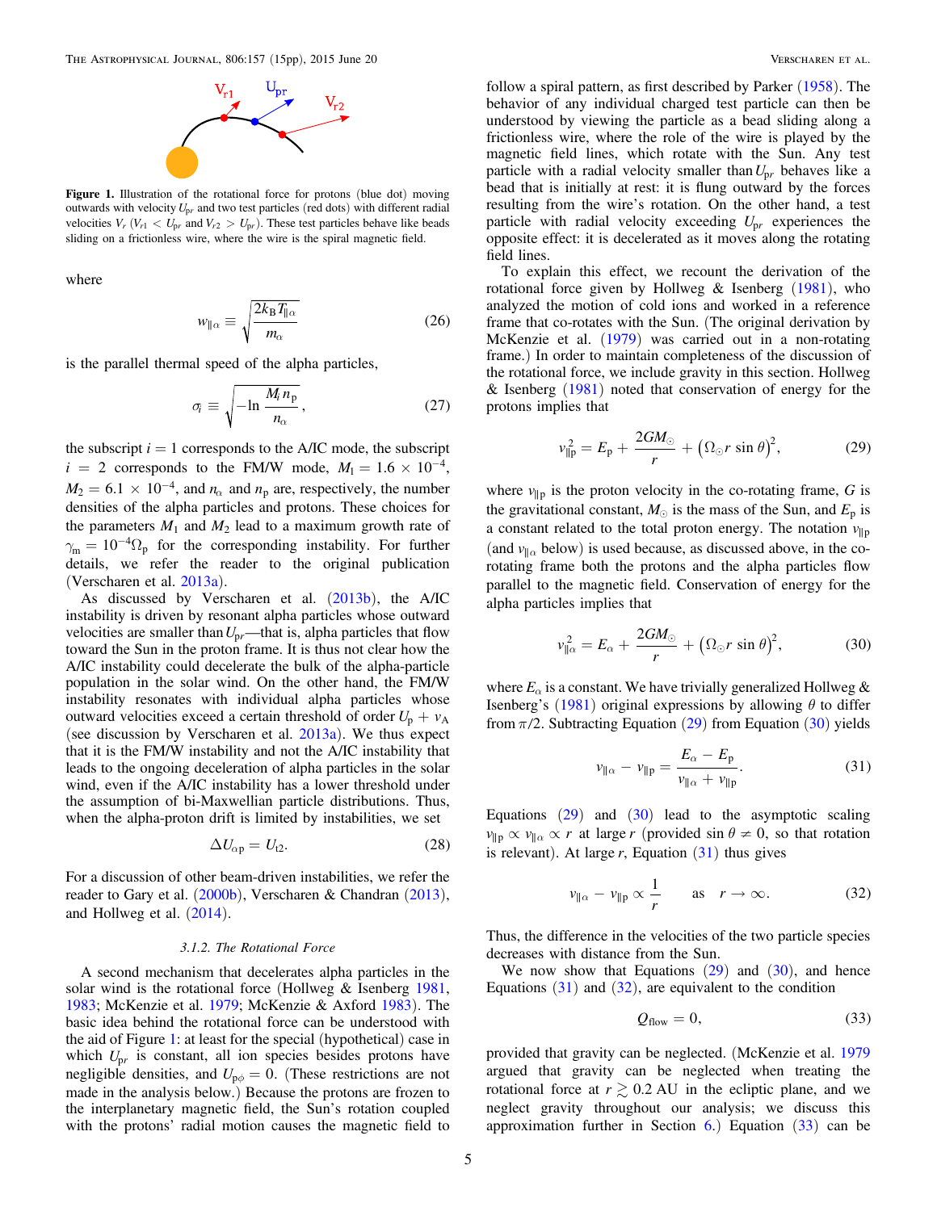Figure 1. Illustration of the rotational force for protons (blue dot) moving outwards with velocity $U_{pr}$ and two test particles (red dots) with different radial velocities $V_r$ ($V_{r1} < U_{pr}$ and $V_{r2} > U_{pr}$). These test particles behave like beads sliding on a frictionless wire, where the wire is the spiral magnetic field.

where

$$w_{\parallel\alpha} \equiv \sqrt{\frac{2k_{\rm B}T_{\parallel\alpha}}{m_\alpha}} \tag{26}$$

is the parallel thermal speed of the alpha particles,

$$\sigma_i \equiv \sqrt{-\ln \frac{M_i n_{\rm p}}{n_\alpha}}, \tag{27}$$

the subscript $i = 1$ corresponds to the A/IC mode, the subscript $i = 2$ corresponds to the FM/W mode, $M_1 = 1.6 \times 10^{-4}$, $M_2 = 6.1 \times 10^{-4}$, and $n_\alpha$ and $n_{\rm p}$ are, respectively, the number densities of the alpha particles and protons. These choices for the parameters $M_1$ and $M_2$ lead to a maximum growth rate of $\gamma_{\rm m} = 10^{-4}\Omega_{\rm p}$ for the corresponding instability. For further details, we refer the reader to the original publication (Verscharen et al. 2013a).

As discussed by Verscharen et al. (2013b), the A/IC instability is driven by resonant alpha particles whose outward velocities are smaller than $U_{pr}$—that is, alpha particles that flow toward the Sun in the proton frame. It is thus not clear how the A/IC instability could decelerate the bulk of the alpha-particle population in the solar wind. On the other hand, the FM/W instability resonates with individual alpha particles whose outward velocities exceed a certain threshold of order $U_{\rm p} + v_{\rm A}$ (see discussion by Verscharen et al. 2013a). We thus expect that it is the FM/W instability and not the A/IC instability that leads to the ongoing deceleration of alpha particles in the solar wind, even if the A/IC instability has a lower threshold under the assumption of bi-Maxwellian particle distributions. Thus, when the alpha-proton drift is limited by instabilities, we set

$$\Delta U_{\alpha \rm p} = U_{t2}. \tag{28}$$

For a discussion of other beam-driven instabilities, we refer the reader to Gary et al. (2000b), Verscharen & Chandran (2013), and Hollweg et al. (2014).

### 3.1.2. The Rotational Force

A second mechanism that decelerates alpha particles in the solar wind is the rotational force (Hollweg & Isenberg 1981, 1983; McKenzie et al. 1979; McKenzie & Axford 1983). The basic idea behind the rotational force can be understood with the aid of Figure 1: at least for the special (hypothetical) case in which $U_{pr}$ is constant, all ion species besides protons have negligible densities, and $U_{{\rm p}\phi} = 0$. (These restrictions are not made in the analysis below.) Because the protons are frozen to the interplanetary magnetic field, the Sun's rotation coupled with the protons' radial motion causes the magnetic field to follow a spiral pattern, as first described by Parker (1958). The behavior of any individual charged test particle can then be understood by viewing the particle as a bead sliding along a frictionless wire, where the role of the wire is played by the magnetic field lines, which rotate with the Sun. Any test particle with a radial velocity smaller than $U_{pr}$ behaves like a bead that is initially at rest: it is flung outward by the forces resulting from the wire's rotation. On the other hand, a test particle with radial velocity exceeding $U_{pr}$ experiences the opposite effect: it is decelerated as it moves along the rotating field lines.

To explain this effect, we recount the derivation of the rotational force given by Hollweg & Isenberg (1981), who analyzed the motion of cold ions and worked in a reference frame that co-rotates with the Sun. (The original derivation by McKenzie et al. (1979) was carried out in a non-rotating frame.) In order to maintain completeness of the discussion of the rotational force, we include gravity in this section. Hollweg & Isenberg (1981) noted that conservation of energy for the protons implies that

$$v_{\parallel \rm p}^2 = E_{\rm p} + \frac{2GM_\odot}{r} + \left(\Omega_\odot r \sin\theta\right)^2, \tag{29}$$

where $v_{\parallel \rm p}$ is the proton velocity in the co-rotating frame, $G$ is the gravitational constant, $M_\odot$ is the mass of the Sun, and $E_{\rm p}$ is a constant related to the total proton energy. The notation $v_{\parallel \rm p}$ (and $v_{\parallel\alpha}$ below) is used because, as discussed above, in the co-rotating frame both the protons and the alpha particles flow parallel to the magnetic field. Conservation of energy for the alpha particles implies that

$$v_{\parallel\alpha}^2 = E_\alpha + \frac{2GM_\odot}{r} + \left(\Omega_\odot r \sin\theta\right)^2, \tag{30}$$

where $E_\alpha$ is a constant. We have trivially generalized Hollweg & Isenberg's (1981) original expressions by allowing $\theta$ to differ from $\pi/2$. Subtracting Equation (29) from Equation (30) yields

$$v_{\parallel\alpha} - v_{\parallel \rm p} = \frac{E_\alpha - E_{\rm p}}{v_{\parallel\alpha} + v_{\parallel \rm p}}. \tag{31}$$

Equations (29) and (30) lead to the asymptotic scaling $v_{\parallel \rm p} \propto v_{\parallel\alpha} \propto r$ at large $r$ (provided $\sin\theta \neq 0$, so that rotation is relevant). At large $r$, Equation (31) thus gives

$$v_{\parallel\alpha} - v_{\parallel \rm p} \propto \frac{1}{r} \qquad \text{as} \quad r \to \infty. \tag{32}$$

Thus, the difference in the velocities of the two particle species decreases with distance from the Sun.

We now show that Equations (29) and (30), and hence Equations (31) and (32), are equivalent to the condition

$$Q_{\rm flow} = 0, \tag{33}$$

provided that gravity can be neglected. (McKenzie et al. 1979 argued that gravity can be neglected when treating the rotational force at $r \gtrsim 0.2$ AU in the ecliptic plane, and we neglect gravity throughout our analysis; we discuss this approximation further in Section 6.) Equation (33) can be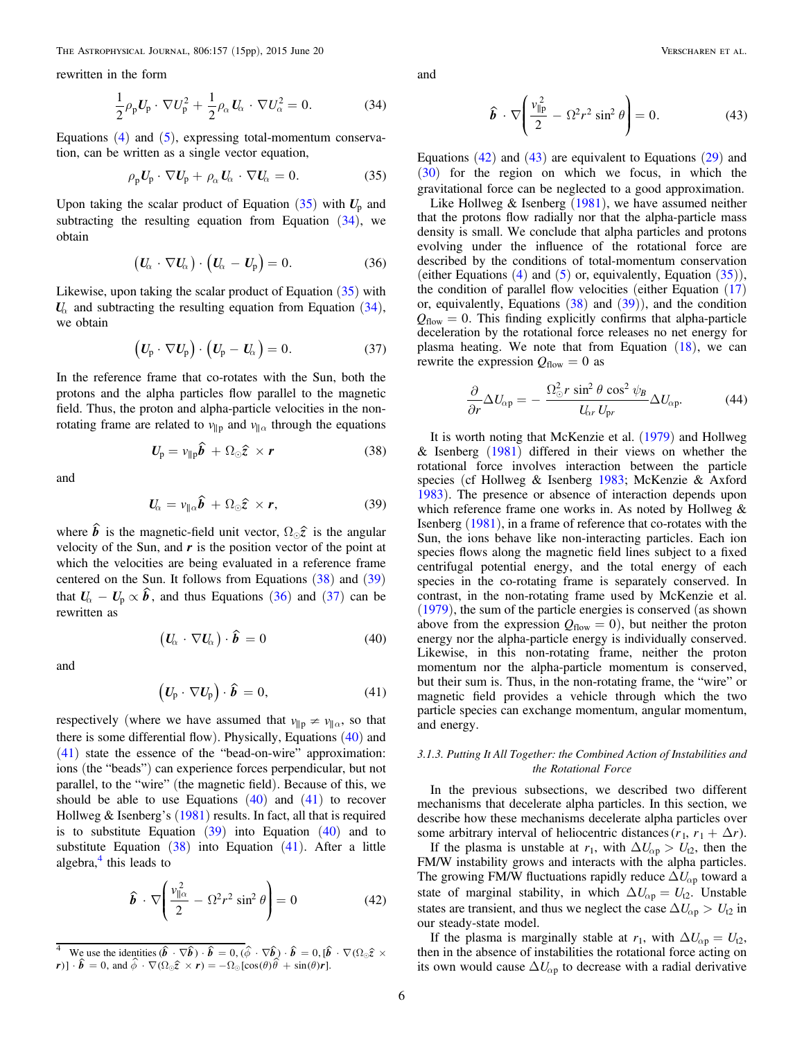rewritten in the form

$$\frac{1}{2}\rho_{\rm p}\boldsymbol{U}_{\rm p}\cdot\nabla U_{\rm p}^2 + \frac{1}{2}\rho_\alpha \boldsymbol{U}_\alpha\cdot\nabla U_\alpha^2 = 0. \tag{34}$$

Equations (4) and (5), expressing total-momentum conservation, can be written as a single vector equation,

$$\rho_{\rm p}\boldsymbol{U}_{\rm p}\cdot\nabla\boldsymbol{U}_{\rm p} + \rho_\alpha \boldsymbol{U}_\alpha\cdot\nabla\boldsymbol{U}_\alpha = 0. \tag{35}$$

Upon taking the scalar product of Equation (35) with $\boldsymbol{U}_{\rm p}$ and subtracting the resulting equation from Equation (34), we obtain

$$\left(\boldsymbol{U}_\alpha\cdot\nabla\boldsymbol{U}_\alpha\right)\cdot\left(\boldsymbol{U}_\alpha - \boldsymbol{U}_{\rm p}\right) = 0. \tag{36}$$

Likewise, upon taking the scalar product of Equation (35) with $\boldsymbol{U}_\alpha$ and subtracting the resulting equation from Equation (34), we obtain

$$\left(\boldsymbol{U}_{\rm p}\cdot\nabla\boldsymbol{U}_{\rm p}\right)\cdot\left(\boldsymbol{U}_{\rm p} - \boldsymbol{U}_\alpha\right) = 0. \tag{37}$$

In the reference frame that co-rotates with the Sun, both the protons and the alpha particles flow parallel to the magnetic field. Thus, the proton and alpha-particle velocities in the non-rotating frame are related to $v_{\parallel{\rm p}}$ and $v_{\parallel\alpha}$ through the equations

$$\boldsymbol{U}_{\rm p} = v_{\parallel{\rm p}}\hat{\boldsymbol{b}} + \Omega_\odot\hat{\boldsymbol{z}}\times\boldsymbol{r} \tag{38}$$

and

$$\boldsymbol{U}_\alpha = v_{\parallel\alpha}\hat{\boldsymbol{b}} + \Omega_\odot\hat{\boldsymbol{z}}\times\boldsymbol{r}, \tag{39}$$

where $\hat{\boldsymbol{b}}$ is the magnetic-field unit vector, $\Omega_\odot\hat{\boldsymbol{z}}$ is the angular velocity of the Sun, and $\boldsymbol{r}$ is the position vector of the point at which the velocities are being evaluated in a reference frame centered on the Sun. It follows from Equations (38) and (39) that $\boldsymbol{U}_\alpha - \boldsymbol{U}_{\rm p} \propto \hat{\boldsymbol{b}}$, and thus Equations (36) and (37) can be rewritten as

$$\left(\boldsymbol{U}_\alpha\cdot\nabla\boldsymbol{U}_\alpha\right)\cdot\hat{\boldsymbol{b}} = 0 \tag{40}$$

and

$$\left(\boldsymbol{U}_{\rm p}\cdot\nabla\boldsymbol{U}_{\rm p}\right)\cdot\hat{\boldsymbol{b}} = 0, \tag{41}$$

respectively (where we have assumed that $v_{\parallel{\rm p}} \neq v_{\parallel\alpha}$, so that there is some differential flow). Physically, Equations (40) and (41) state the essence of the "bead-on-wire" approximation: ions (the "beads") can experience forces perpendicular, but not parallel, to the "wire" (the magnetic field). Because of this, we should be able to use Equations (40) and (41) to recover Hollweg & Isenberg's (1981) results. In fact, all that is required is to substitute Equation (39) into Equation (40) and to substitute Equation (38) into Equation (41). After a little algebra,[4] this leads to

$$\hat{\boldsymbol{b}}\cdot\nabla\left(\frac{v_{\parallel\alpha}^2}{2} - \Omega^2 r^2\sin^2\theta\right) = 0 \tag{42}$$

and

$$\hat{\boldsymbol{b}}\cdot\nabla\left(\frac{v_{\parallel{\rm p}}^2}{2} - \Omega^2 r^2\sin^2\theta\right) = 0. \tag{43}$$

Equations (42) and (43) are equivalent to Equations (29) and (30) for the region on which we focus, in which the gravitational force can be neglected to a good approximation.

Like Hollweg & Isenberg (1981), we have assumed neither that the protons flow radially nor that the alpha-particle mass density is small. We conclude that alpha particles and protons evolving under the influence of the rotational force are described by the conditions of total-momentum conservation (either Equations (4) and (5) or, equivalently, Equation (35)), the condition of parallel flow velocities (either Equation (17) or, equivalently, Equations (38) and (39)), and the condition $Q_{\rm flow} = 0$. This finding explicitly confirms that alpha-particle deceleration by the rotational force releases no net energy for plasma heating. We note that from Equation (18), we can rewrite the expression $Q_{\rm flow} = 0$ as

$$\frac{\partial}{\partial r}\Delta U_{\alpha{\rm p}} = -\frac{\Omega_\odot^2 r\sin^2\theta\cos^2\psi_B}{U_{\alpha r}U_{{\rm p}r}}\Delta U_{\alpha{\rm p}}. \tag{44}$$

It is worth noting that McKenzie et al. (1979) and Hollweg & Isenberg (1981) differed in their views on whether the rotational force involves interaction between the particle species (cf Hollweg & Isenberg 1983; McKenzie & Axford 1983). The presence or absence of interaction depends upon which reference frame one works in. As noted by Hollweg & Isenberg (1981), in a frame of reference that co-rotates with the Sun, the ions behave like non-interacting particles. Each ion species flows along the magnetic field lines subject to a fixed centrifugal potential energy, and the total energy of each species in the co-rotating frame is separately conserved. In contrast, in the non-rotating frame used by McKenzie et al. (1979), the sum of the particle energies is conserved (as shown above from the expression $Q_{\rm flow} = 0$), but neither the proton energy nor the alpha-particle energy is individually conserved. Likewise, in this non-rotating frame, neither the proton momentum nor the alpha-particle momentum is conserved, but their sum is. Thus, in the non-rotating frame, the "wire" or magnetic field provides a vehicle through which the two particle species can exchange momentum, angular momentum, and energy.

#### 3.1.3. Putting It All Together: the Combined Action of Instabilities and the Rotational Force

In the previous subsections, we described two different mechanisms that decelerate alpha particles. In this section, we describe how these mechanisms decelerate alpha particles over some arbitrary interval of heliocentric distances $(r_1, r_1 + \Delta r)$.

If the plasma is unstable at $r_1$, with $\Delta U_{\alpha{\rm p}} > U_{\rm t2}$, then the FM/W instability grows and interacts with the alpha particles. The growing FM/W fluctuations rapidly reduce $\Delta U_{\alpha{\rm p}}$ toward a state of marginal stability, in which $\Delta U_{\alpha{\rm p}} = U_{\rm t2}$. Unstable states are transient, and thus we neglect the case $\Delta U_{\alpha{\rm p}} > U_{\rm t2}$ in our steady-state model.

If the plasma is marginally stable at $r_1$, with $\Delta U_{\alpha{\rm p}} = U_{\rm t2}$, then in the absence of instabilities the rotational force acting on its own would cause $\Delta U_{\alpha{\rm p}}$ to decrease with a radial derivative

[4] We use the identities $(\hat{\boldsymbol{b}}\cdot\nabla\hat{\boldsymbol{b}})\cdot\hat{\boldsymbol{b}} = 0$, $(\hat{\boldsymbol{\phi}}\cdot\nabla\hat{\boldsymbol{b}})\cdot\hat{\boldsymbol{b}} = 0$, $[\hat{\boldsymbol{b}}\cdot\nabla(\Omega_\odot\hat{\boldsymbol{z}}\times\boldsymbol{r})]\cdot\hat{\boldsymbol{b}} = 0$, and $\hat{\boldsymbol{\phi}}\cdot\nabla(\Omega_\odot\hat{\boldsymbol{z}}\times\boldsymbol{r}) = -\Omega_\odot[\cos(\theta)\hat{\boldsymbol{\theta}} + \sin(\theta)\boldsymbol{r}]$.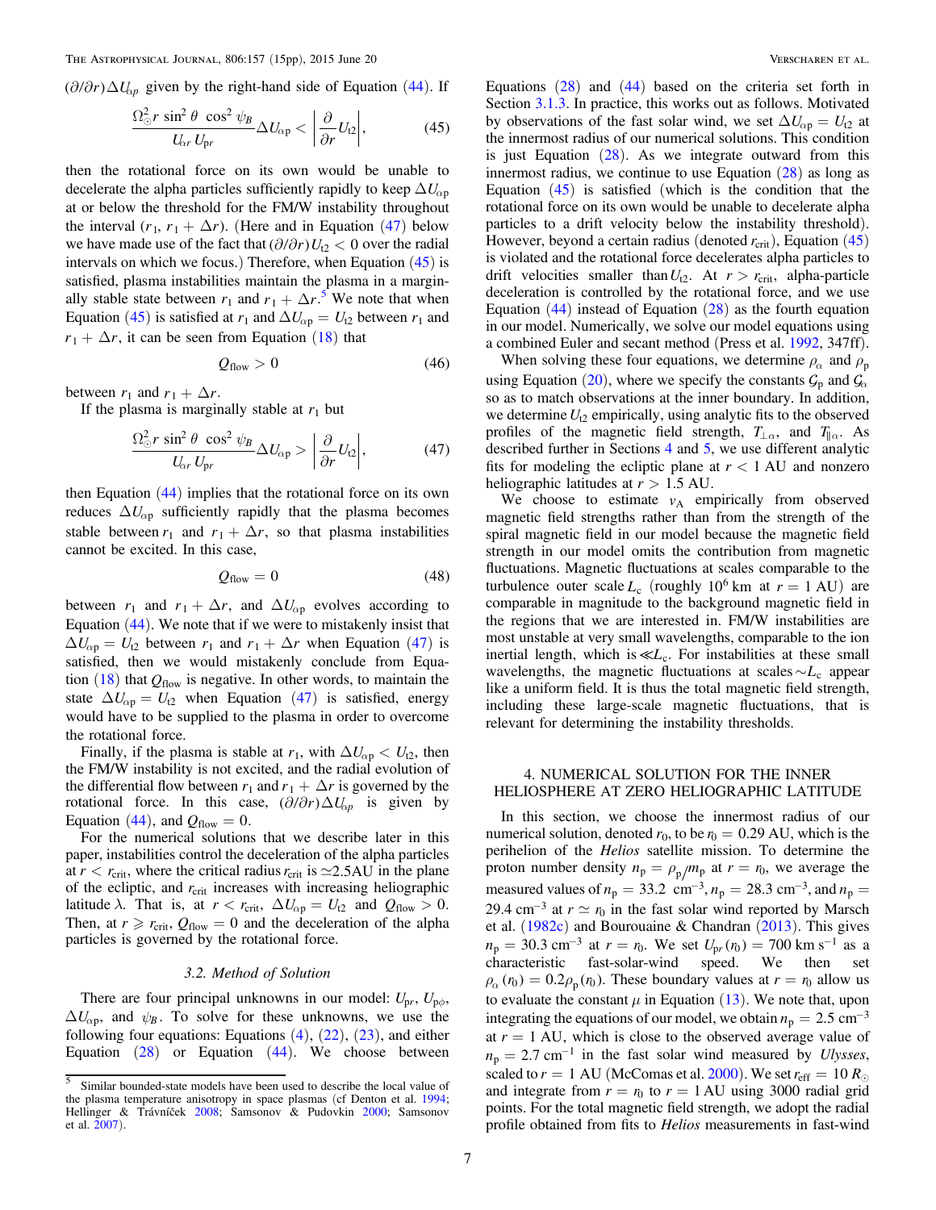$(\partial/\partial r)\Delta U_{\alpha p}$ given by the right-hand side of Equation (44). If

$$\frac{\Omega_\odot^2 r \sin^2\theta \cos^2\psi_B}{U_{\alpha r} U_{pr}} \Delta U_{\alpha p} < \left| \frac{\partial}{\partial r} U_{t2} \right|, \tag{45}$$

then the rotational force on its own would be unable to decelerate the alpha particles sufficiently rapidly to keep $\Delta U_{\alpha p}$ at or below the threshold for the FM/W instability throughout the interval $(r_1, r_1 + \Delta r)$. (Here and in Equation (47) below we have made use of the fact that $(\partial/\partial r)U_{t2} < 0$ over the radial intervals on which we focus.) Therefore, when Equation (45) is satisfied, plasma instabilities maintain the plasma in a marginally stable state between $r_1$ and $r_1 + \Delta r$.[5] We note that when Equation (45) is satisfied at $r_1$ and $\Delta U_{\alpha p} = U_{t2}$ between $r_1$ and $r_1 + \Delta r$, it can be seen from Equation (18) that

$$Q_{\rm flow} > 0 \tag{46}$$

between $r_1$ and $r_1 + \Delta r$.

If the plasma is marginally stable at $r_1$ but

$$\frac{\Omega_\odot^2 r \sin^2\theta \cos^2\psi_B}{U_{\alpha r} U_{pr}} \Delta U_{\alpha p} > \left| \frac{\partial}{\partial r} U_{t2} \right|, \tag{47}$$

then Equation (44) implies that the rotational force on its own reduces $\Delta U_{\alpha p}$ sufficiently rapidly that the plasma becomes stable between $r_1$ and $r_1 + \Delta r$, so that plasma instabilities cannot be excited. In this case,

$$Q_{\rm flow} = 0 \tag{48}$$

between $r_1$ and $r_1 + \Delta r$, and $\Delta U_{\alpha p}$ evolves according to Equation (44). We note that if we were to mistakenly insist that $\Delta U_{\alpha p} = U_{t2}$ between $r_1$ and $r_1 + \Delta r$ when Equation (47) is satisfied, then we would mistakenly conclude from Equation (18) that $Q_{\rm flow}$ is negative. In other words, to maintain the state $\Delta U_{\alpha p} = U_{t2}$ when Equation (47) is satisfied, energy would have to be supplied to the plasma in order to overcome the rotational force.

Finally, if the plasma is stable at $r_1$, with $\Delta U_{\alpha p} < U_{t2}$, then the FM/W instability is not excited, and the radial evolution of the differential flow between $r_1$ and $r_1 + \Delta r$ is governed by the rotational force. In this case, $(\partial/\partial r)\Delta U_{\alpha p}$ is given by Equation (44), and $Q_{\rm flow} = 0$.

For the numerical solutions that we describe later in this paper, instabilities control the deceleration of the alpha particles at $r < r_{\rm crit}$, where the critical radius $r_{\rm crit}$ is $\simeq$2.5AU in the plane of the ecliptic, and $r_{\rm crit}$ increases with increasing heliographic latitude $\lambda$. That is, at $r < r_{\rm crit}$, $\Delta U_{\alpha p} = U_{t2}$ and $Q_{\rm flow} > 0$. Then, at $r \geqslant r_{\rm crit}$, $Q_{\rm flow} = 0$ and the deceleration of the alpha particles is governed by the rotational force.

### 3.2. Method of Solution

There are four principal unknowns in our model: $U_{pr}$, $U_{p\phi}$, $\Delta U_{\alpha p}$, and $\psi_B$. To solve for these unknowns, we use the following four equations: Equations (4), (22), (23), and either Equation (28) or Equation (44). We choose between Equations (28) and (44) based on the criteria set forth in Section 3.1.3. In practice, this works out as follows. Motivated by observations of the fast solar wind, we set $\Delta U_{\alpha p} = U_{t2}$ at the innermost radius of our numerical solutions. This condition is just Equation (28). As we integrate outward from this innermost radius, we continue to use Equation (28) as long as Equation (45) is satisfied (which is the condition that the rotational force on its own would be unable to decelerate alpha particles to a drift velocity below the instability threshold). However, beyond a certain radius (denoted $r_{\rm crit}$), Equation (45) is violated and the rotational force decelerates alpha particles to drift velocities smaller than $U_{t2}$. At $r > r_{\rm crit}$, alpha-particle deceleration is controlled by the rotational force, and we use Equation (44) instead of Equation (28) as the fourth equation in our model. Numerically, we solve our model equations using a combined Euler and secant method (Press et al. 1992, 347ff).

When solving these four equations, we determine $\rho_\alpha$ and $\rho_p$ using Equation (20), where we specify the constants $\mathcal{G}_p$ and $\mathcal{G}_\alpha$ so as to match observations at the inner boundary. In addition, we determine $U_{t2}$ empirically, using analytic fits to the observed profiles of the magnetic field strength, $T_{\perp\alpha}$, and $T_{\parallel\alpha}$. As described further in Sections 4 and 5, we use different analytic fits for modeling the ecliptic plane at $r < 1$ AU and nonzero heliographic latitudes at $r > 1.5$ AU.

We choose to estimate $v_A$ empirically from observed magnetic field strengths rather than from the strength of the spiral magnetic field in our model because the magnetic field strength in our model omits the contribution from magnetic fluctuations. Magnetic fluctuations at scales comparable to the turbulence outer scale $L_c$ (roughly $10^6$ km at $r = 1$ AU) are comparable in magnitude to the background magnetic field in the regions that we are interested in. FM/W instabilities are most unstable at very small wavelengths, comparable to the ion inertial length, which is $\ll L_c$. For instabilities at these small wavelengths, the magnetic fluctuations at scales $\sim L_c$ appear like a uniform field. It is thus the total magnetic field strength, including these large-scale magnetic fluctuations, that is relevant for determining the instability thresholds.

## 4. NUMERICAL SOLUTION FOR THE INNER HELIOSPHERE AT ZERO HELIOGRAPHIC LATITUDE

In this section, we choose the innermost radius of our numerical solution, denoted $r_0$, to be $r_0 = 0.29$ AU, which is the perihelion of the *Helios* satellite mission. To determine the proton number density $n_p = \rho_p/m_p$ at $r = r_0$, we average the measured values of $n_p = 33.2$ cm$^{-3}$, $n_p = 28.3$ cm$^{-3}$, and $n_p = 29.4$ cm$^{-3}$ at $r \simeq r_0$ in the fast solar wind reported by Marsch et al. (1982c) and Bourouaine & Chandran (2013). This gives $n_p = 30.3$ cm$^{-3}$ at $r = r_0$. We set $U_{pr}(r_0) = 700$ km s$^{-1}$ as a characteristic fast-solar-wind speed. We then set $\rho_\alpha(r_0) = 0.2\rho_p(r_0)$. These boundary values at $r = r_0$ allow us to evaluate the constant $\mu$ in Equation (13). We note that, upon integrating the equations of our model, we obtain $n_p = 2.5$ cm$^{-3}$ at $r = 1$ AU, which is close to the observed average value of $n_p = 2.7$ cm$^{-1}$ in the fast solar wind measured by *Ulysses*, scaled to $r = 1$ AU (McComas et al. 2000). We set $r_{\rm eff} = 10\,R_\odot$ and integrate from $r = r_0$ to $r = 1$ AU using 3000 radial grid points. For the total magnetic field strength, we adopt the radial profile obtained from fits to *Helios* measurements in fast-wind

---

[5] Similar bounded-state models have been used to describe the local value of the plasma temperature anisotropy in space plasmas (cf Denton et al. 1994; Hellinger & Trávníček 2008; Samsonov & Pudovkin 2000; Samsonov et al. 2007).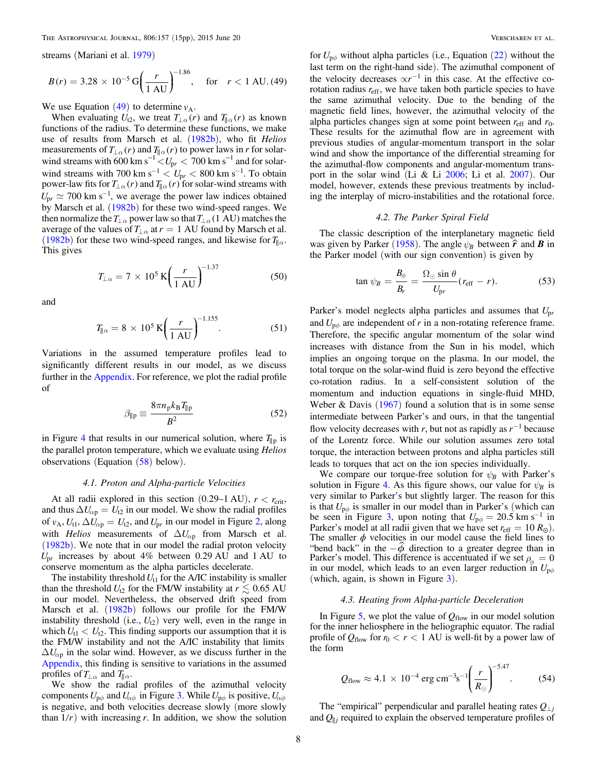streams (Mariani et al. 1979)

$$B(r) = 3.28 \times 10^{-5}\,\mathrm{G}\left(\frac{r}{1\,\mathrm{AU}}\right)^{-1.86}, \quad \text{for} \quad r < 1\,\mathrm{AU}. \quad (49)$$

We use Equation (49) to determine $v_\mathrm{A}$.

When evaluating $U_{t2}$, we treat $T_{\perp\alpha}(r)$ and $T_{\parallel\alpha}(r)$ as known functions of the radius. To determine these functions, we make use of results from Marsch et al. (1982b), who fit *Helios* measurements of $T_{\perp\alpha}(r)$ and $T_{\parallel\alpha}(r)$ to power laws in $r$ for solar-wind streams with $600\,\mathrm{km\,s^{-1}} < U_{pr} < 700\,\mathrm{km\,s^{-1}}$ and for solar-wind streams with $700\,\mathrm{km\,s^{-1}} < U_{pr} < 800\,\mathrm{km\,s^{-1}}$. To obtain power-law fits for $T_{\perp\alpha}(r)$ and $T_{\parallel\alpha}(r)$ for solar-wind streams with $U_{pr} \simeq 700\,\mathrm{km\,s^{-1}}$, we average the power law indices obtained by Marsch et al. (1982b) for these two wind-speed ranges. We then normalize the $T_{\perp\alpha}$ power law so that $T_{\perp\alpha}(1\,\mathrm{AU})$ matches the average of the values of $T_{\perp\alpha}$ at $r = 1$ AU found by Marsch et al. (1982b) for these two wind-speed ranges, and likewise for $T_{\parallel\alpha}$. This gives

$$T_{\perp\alpha} = 7 \times 10^5\,\mathrm{K}\left(\frac{r}{1\,\mathrm{AU}}\right)^{-1.37} \quad (50)$$

and

$$T_{\parallel\alpha} = 8 \times 10^5\,\mathrm{K}\left(\frac{r}{1\,\mathrm{AU}}\right)^{-1.155}. \quad (51)$$

Variations in the assumed temperature profiles lead to significantly different results in our model, as we discuss further in the Appendix. For reference, we plot the radial profile of

$$\beta_{\parallel\mathrm{p}} \equiv \frac{8\pi n_\mathrm{p} k_\mathrm{B} T_{\parallel\mathrm{p}}}{B^2} \quad (52)$$

in Figure 4 that results in our numerical solution, where $T_{\parallel\mathrm{p}}$ is the parallel proton temperature, which we evaluate using *Helios* observations (Equation (58) below).

### 4.1. Proton and Alpha-particle Velocities

At all radii explored in this section (0.29–1 AU), $r < r_\mathrm{crit}$, and thus $\Delta U_{\alpha\mathrm{p}} = U_{t2}$ in our model. We show the radial profiles of $v_\mathrm{A}$, $U_{t1}$, $\Delta U_{\alpha\mathrm{p}} = U_{t2}$, and $U_{pr}$ in our model in Figure 2, along with *Helios* measurements of $\Delta U_{\alpha\mathrm{p}}$ from Marsch et al. (1982b). We note that in our model the radial proton velocity $U_{pr}$ increases by about 4% between 0.29 AU and 1 AU to conserve momentum as the alpha particles decelerate.

The instability threshold $U_{t1}$ for the A/IC instability is smaller than the threshold $U_{t2}$ for the FM/W instability at $r \lesssim 0.65$ AU in our model. Nevertheless, the observed drift speed from Marsch et al. (1982b) follows our profile for the FM/W instability threshold (i.e., $U_{t2}$) very well, even in the range in which $U_{t1} < U_{t2}$. This finding supports our assumption that it is the FM/W instability and not the A/IC instability that limits $\Delta U_{\alpha\mathrm{p}}$ in the solar wind. However, as we discuss further in the Appendix, this finding is sensitive to variations in the assumed profiles of $T_{\perp\alpha}$ and $T_{\parallel\alpha}$.

We show the radial profiles of the azimuthal velocity components $U_{\mathrm{p}\phi}$ and $U_{\alpha\phi}$ in Figure 3. While $U_{\mathrm{p}\phi}$ is positive, $U_{\alpha\phi}$ is negative, and both velocities decrease slowly (more slowly than $1/r$) with increasing $r$. In addition, we show the solution for $U_{\mathrm{p}\phi}$ without alpha particles (i.e., Equation (22) without the last term on the right-hand side). The azimuthal component of the velocity decreases $\propto r^{-1}$ in this case. At the effective co-rotation radius $r_\mathrm{eff}$, we have taken both particle species to have the same azimuthal velocity. Due to the bending of the magnetic field lines, however, the azimuthal velocity of the alpha particles changes sign at some point between $r_\mathrm{eff}$ and $r_0$. These results for the azimuthal flow are in agreement with previous studies of angular-momentum transport in the solar wind and show the importance of the differential streaming for the azimuthal-flow components and angular-momentum transport in the solar wind (Li & Li 2006; Li et al. 2007). Our model, however, extends these previous treatments by including the interplay of micro-instabilities and the rotational force.

### 4.2. The Parker Spiral Field

The classic description of the interplanetary magnetic field was given by Parker (1958). The angle $\psi_B$ between $\hat{\boldsymbol{r}}$ and $\boldsymbol{B}$ in the Parker model (with our sign convention) is given by

$$\tan\psi_B = \frac{B_\phi}{B_r} = \frac{\Omega_\odot \sin\theta}{U_{pr}}(r_\mathrm{eff} - r). \quad (53)$$

Parker's model neglects alpha particles and assumes that $U_{pr}$ and $U_{\mathrm{p}\phi}$ are independent of $r$ in a non-rotating reference frame. Therefore, the specific angular momentum of the solar wind increases with distance from the Sun in his model, which implies an ongoing torque on the plasma. In our model, the total torque on the solar-wind fluid is zero beyond the effective co-rotation radius. In a self-consistent solution of the momentum and induction equations in single-fluid MHD, Weber & Davis (1967) found a solution that is in some sense intermediate between Parker's and ours, in that the tangential flow velocity decreases with $r$, but not as rapidly as $r^{-1}$ because of the Lorentz force. While our solution assumes zero total torque, the interaction between protons and alpha particles still leads to torques that act on the ion species individually.

We compare our torque-free solution for $\psi_B$ with Parker's solution in Figure 4. As this figure shows, our value for $\psi_B$ is very similar to Parker's but slightly larger. The reason for this is that $U_{\mathrm{p}\phi}$ is smaller in our model than in Parker's (which can be seen in Figure 3, upon noting that $U_{\mathrm{p}\phi} = 20.5\,\mathrm{km\,s^{-1}}$ in Parker's model at all radii given that we have set $r_\mathrm{eff} = 10\,R_\odot$). The smaller $\phi$ velocities in our model cause the field lines to "bend back" in the $-\hat{\phi}$ direction to a greater degree than in Parker's model. This difference is accentuated if we set $\rho_\alpha = 0$ in our model, which leads to an even larger reduction in $U_{\mathrm{p}\phi}$ (which, again, is shown in Figure 3).

### 4.3. Heating from Alpha-particle Deceleration

In Figure 5, we plot the value of $Q_\mathrm{flow}$ in our model solution for the inner heliosphere in the heliographic equator. The radial profile of $Q_\mathrm{flow}$ for $r_0 < r < 1$ AU is well-fit by a power law of the form

$$Q_\mathrm{flow} \approx 4.1 \times 10^{-4}\,\mathrm{erg\,cm^{-3}s^{-1}}\left(\frac{r}{R_\odot}\right)^{-5.47}. \quad (54)$$

The "empirical" perpendicular and parallel heating rates $Q_{\perp j}$ and $Q_{\parallel j}$ required to explain the observed temperature profiles of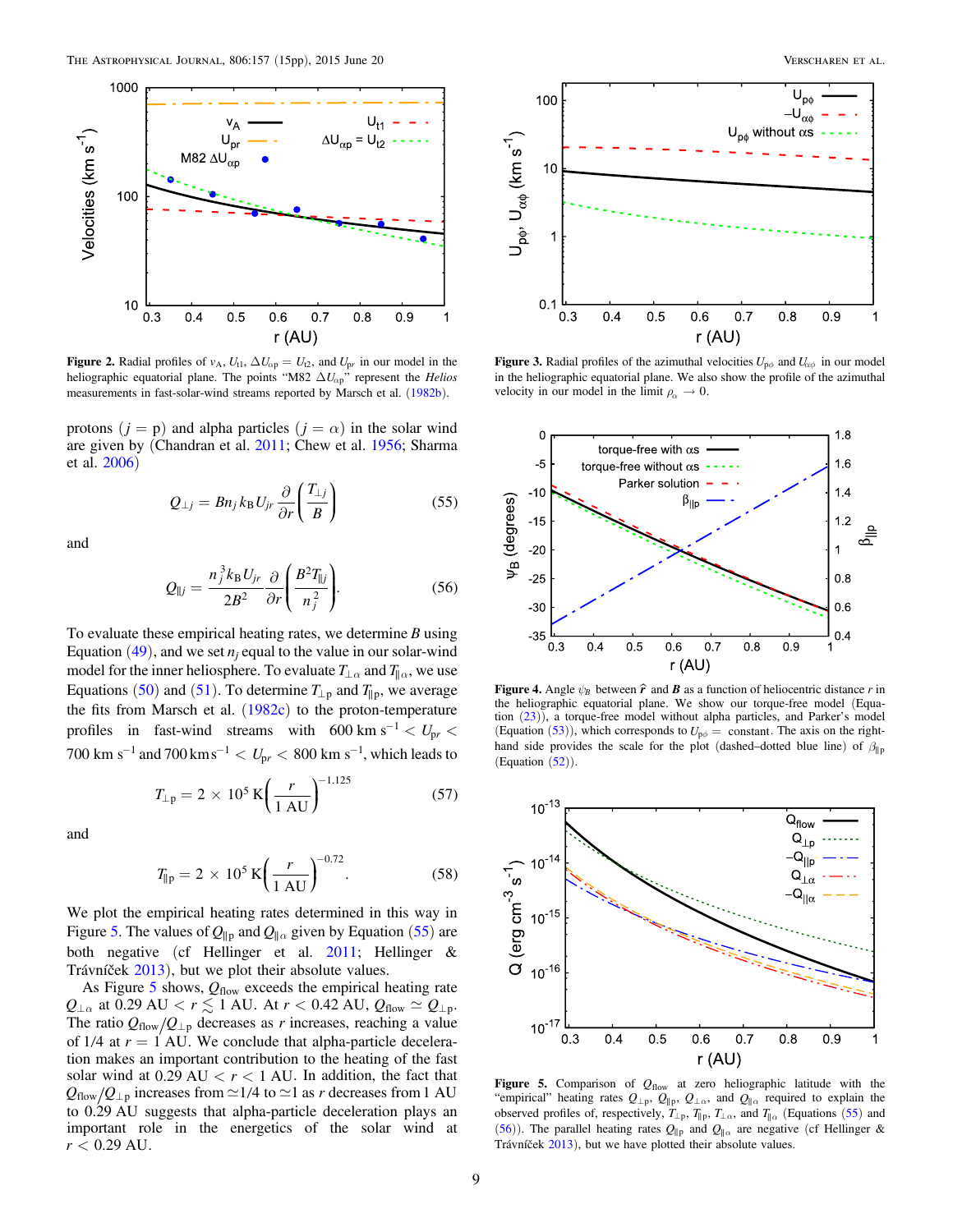**Figure 2.** Radial profiles of $v_A$, $U_{t1}$, $\Delta U_{\alpha p} = U_{t2}$, and $U_{pr}$ in our model in the heliographic equatorial plane. The points "M82 $\Delta U_{\alpha p}$" represent the *Helios* measurements in fast-solar-wind streams reported by Marsch et al. (1982b).

**Figure 3.** Radial profiles of the azimuthal velocities $U_{p\phi}$ and $U_{\alpha\phi}$ in our model in the heliographic equatorial plane. We also show the profile of the azimuthal velocity in our model in the limit $\rho_\alpha \to 0$.

protons ($j = \mathrm{p}$) and alpha particles ($j = \alpha$) in the solar wind are given by (Chandran et al. 2011; Chew et al. 1956; Sharma et al. 2006)

$$Q_{\perp j} = B n_j k_B U_{jr} \frac{\partial}{\partial r}\left(\frac{T_{\perp j}}{B}\right) \tag{55}$$

and

$$Q_{\parallel j} = \frac{n_j^3 k_B U_{jr}}{2B^2} \frac{\partial}{\partial r}\left(\frac{B^2 T_{\parallel j}}{n_j^2}\right). \tag{56}$$

To evaluate these empirical heating rates, we determine $B$ using Equation (49), and we set $n_j$ equal to the value in our solar-wind model for the inner heliosphere. To evaluate $T_{\perp\alpha}$ and $T_{\parallel\alpha}$, we use Equations (50) and (51). To determine $T_{\perp p}$ and $T_{\parallel p}$, we average the fits from Marsch et al. (1982c) to the proton-temperature profiles in fast-wind streams with $600 \text{ km s}^{-1} < U_{pr} < 700 \text{ km s}^{-1}$ and $700 \text{ km s}^{-1} < U_{pr} < 800 \text{ km s}^{-1}$, which leads to

$$T_{\perp p} = 2 \times 10^5 \text{ K}\left(\frac{r}{1 \text{ AU}}\right)^{-1.125} \tag{57}$$

and

$$T_{\parallel p} = 2 \times 10^5 \text{ K}\left(\frac{r}{1 \text{ AU}}\right)^{-0.72}. \tag{58}$$

We plot the empirical heating rates determined in this way in Figure 5. The values of $Q_{\parallel p}$ and $Q_{\parallel\alpha}$ given by Equation (55) are both negative (cf Hellinger et al. 2011; Hellinger & Trávníček 2013), but we plot their absolute values.

As Figure 5 shows, $Q_{\rm flow}$ exceeds the empirical heating rate $Q_{\perp\alpha}$ at $0.29 \text{ AU} < r \lesssim 1 \text{ AU}$. At $r < 0.42$ AU, $Q_{\rm flow} \simeq Q_{\perp p}$. The ratio $Q_{\rm flow}/Q_{\perp p}$ decreases as $r$ increases, reaching a value of 1/4 at $r = 1$ AU. We conclude that alpha-particle deceleration makes an important contribution to the heating of the fast solar wind at $0.29 \text{ AU} < r < 1$ AU. In addition, the fact that $Q_{\rm flow}/Q_{\perp p}$ increases from $\simeq$1/4 to $\simeq$1 as $r$ decreases from 1 AU to 0.29 AU suggests that alpha-particle deceleration plays an important role in the energetics of the solar wind at $r < 0.29$ AU.

**Figure 4.** Angle $\psi_B$ between $\hat{\boldsymbol{r}}$ and $\boldsymbol{B}$ as a function of heliocentric distance $r$ in the heliographic equatorial plane. We show our torque-free model (Equation (23)), a torque-free model without alpha particles, and Parker's model (Equation (53)), which corresponds to $U_{p\phi}$ = constant. The axis on the right-hand side provides the scale for the plot (dashed–dotted blue line) of $\beta_{\parallel p}$ (Equation (52)).

**Figure 5.** Comparison of $Q_{\rm flow}$ at zero heliographic latitude with the "empirical" heating rates $Q_{\perp p}$, $Q_{\parallel p}$, $Q_{\perp\alpha}$, and $Q_{\parallel\alpha}$ required to explain the observed profiles of, respectively, $T_{\perp p}$, $T_{\parallel p}$, $T_{\perp\alpha}$, and $T_{\parallel\alpha}$ (Equations (55) and (56)). The parallel heating rates $Q_{\parallel p}$ and $Q_{\parallel\alpha}$ are negative (cf Hellinger & Trávníček 2013), but we have plotted their absolute values.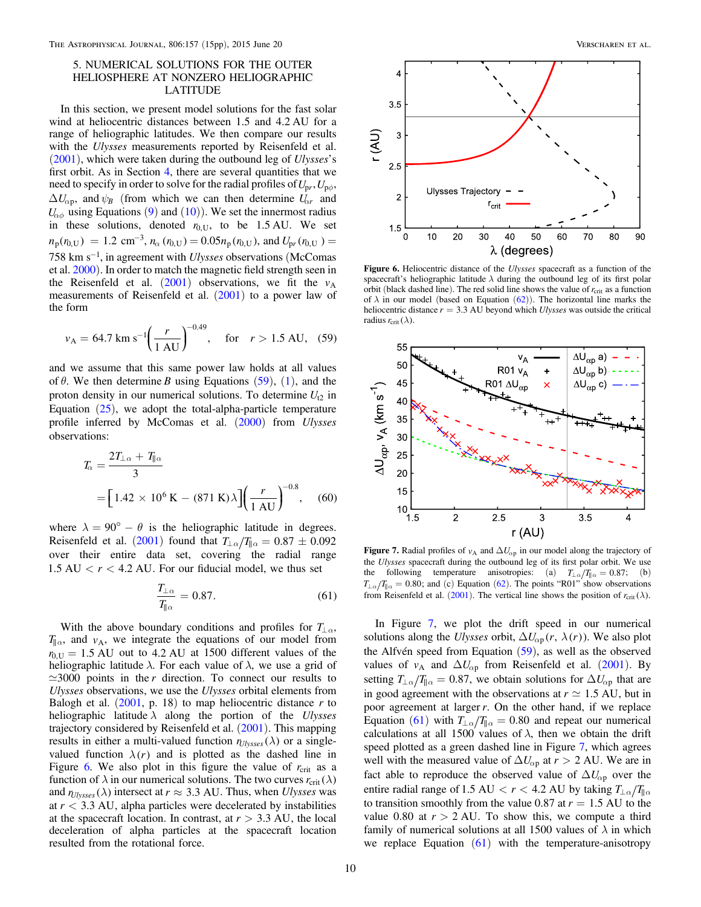## 5. NUMERICAL SOLUTIONS FOR THE OUTER HELIOSPHERE AT NONZERO HELIOGRAPHIC LATITUDE

In this section, we present model solutions for the fast solar wind at heliocentric distances between 1.5 and 4.2 AU for a range of heliographic latitudes. We then compare our results with the *Ulysses* measurements reported by Reisenfeld et al. (2001), which were taken during the outbound leg of *Ulysses*'s first orbit. As in Section 4, there are several quantities that we need to specify in order to solve for the radial profiles of $U_{\mathrm{p}r}, U_{\mathrm{p}\phi}$, $\Delta U_{\alpha\mathrm{p}}$, and $\psi_B$ (from which we can then determine $U_{\alpha r}$ and $U_{\alpha\phi}$ using Equations (9) and (10)). We set the innermost radius in these solutions, denoted $r_{0,\mathrm{U}}$, to be 1.5 AU. We set $n_{\mathrm{p}}(r_{0,\mathrm{U}}) = 1.2\ \mathrm{cm}^{-3}$, $n_\alpha(r_{0,\mathrm{U}}) = 0.05 n_{\mathrm{p}}(r_{0,\mathrm{U}})$, and $U_{\mathrm{p}r}(r_{0,\mathrm{U}}) = 758\ \mathrm{km\ s}^{-1}$, in agreement with *Ulysses* observations (McComas et al. 2000). In order to match the magnetic field strength seen in the Reisenfeld et al. (2001) observations, we fit the $v_{\mathrm{A}}$ measurements of Reisenfeld et al. (2001) to a power law of the form

$$v_{\mathrm{A}} = 64.7\ \mathrm{km\ s}^{-1}\left(\frac{r}{1\ \mathrm{AU}}\right)^{-0.49}, \quad \text{for} \quad r > 1.5\ \mathrm{AU}, \tag{59}$$

and we assume that this same power law holds at all values of $\theta$. We then determine $B$ using Equations (59), (1), and the proton density in our numerical solutions. To determine $U_{t2}$ in Equation (25), we adopt the total-alpha-particle temperature profile inferred by McComas et al. (2000) from *Ulysses* observations:

$$T_\alpha = \frac{2T_{\perp\alpha} + T_{\parallel\alpha}}{3} = \left[1.42 \times 10^6\ \mathrm{K} - (871\ \mathrm{K})\lambda\right]\left(\frac{r}{1\ \mathrm{AU}}\right)^{-0.8}, \tag{60}$$

where $\lambda = 90° - \theta$ is the heliographic latitude in degrees. Reisenfeld et al. (2001) found that $T_{\perp\alpha}/T_{\parallel\alpha} = 0.87 \pm 0.092$ over their entire data set, covering the radial range $1.5\ \mathrm{AU} < r < 4.2\ \mathrm{AU}$. For our fiducial model, we thus set

$$\frac{T_{\perp\alpha}}{T_{\parallel\alpha}} = 0.87. \tag{61}$$

With the above boundary conditions and profiles for $T_{\perp\alpha}$, $T_{\parallel\alpha}$, and $v_{\mathrm{A}}$, we integrate the equations of our model from $r_{0,\mathrm{U}} = 1.5$ AU out to 4.2 AU at 1500 different values of the heliographic latitude $\lambda$. For each value of $\lambda$, we use a grid of $\simeq 3000$ points in the $r$ direction. To connect our results to *Ulysses* observations, we use the *Ulysses* orbital elements from Balogh et al. (2001, p. 18) to map heliocentric distance $r$ to heliographic latitude $\lambda$ along the portion of the *Ulysses* trajectory considered by Reisenfeld et al. (2001). This mapping results in either a multi-valued function $r_{Ulysses}(\lambda)$ or a single-valued function $\lambda(r)$ and is plotted as the dashed line in Figure 6. We also plot in this figure the value of $r_{\mathrm{crit}}$ as a function of $\lambda$ in our numerical solutions. The two curves $r_{\mathrm{crit}}(\lambda)$ and $r_{Ulysses}(\lambda)$ intersect at $r \approx 3.3$ AU. Thus, when *Ulysses* was at $r < 3.3$ AU, alpha particles were decelerated by instabilities at the spacecraft location. In contrast, at $r > 3.3$ AU, the local deceleration of alpha particles at the spacecraft location resulted from the rotational force.

**Figure 6.** Heliocentric distance of the *Ulysses* spacecraft as a function of the spacecraft's heliographic latitude $\lambda$ during the outbound leg of its first polar orbit (black dashed line). The red solid line shows the value of $r_{\mathrm{crit}}$ as a function of $\lambda$ in our model (based on Equation (62)). The horizontal line marks the heliocentric distance $r = 3.3$ AU beyond which *Ulysses* was outside the critical radius $r_{\mathrm{crit}}(\lambda)$.

**Figure 7.** Radial profiles of $v_{\mathrm{A}}$ and $\Delta U_{\alpha\mathrm{p}}$ in our model along the trajectory of the *Ulysses* spacecraft during the outbound leg of its first polar orbit. We use the following temperature anisotropies: (a) $T_{\perp\alpha}/T_{\parallel\alpha} = 0.87$; (b) $T_{\perp\alpha}/T_{\parallel\alpha} = 0.80$; and (c) Equation (62). The points "R01" show observations from Reisenfeld et al. (2001). The vertical line shows the position of $r_{\mathrm{crit}}(\lambda)$.

In Figure 7, we plot the drift speed in our numerical solutions along the *Ulysses* orbit, $\Delta U_{\alpha\mathrm{p}}(r, \lambda(r))$. We also plot the Alfvén speed from Equation (59), as well as the observed values of $v_{\mathrm{A}}$ and $\Delta U_{\alpha\mathrm{p}}$ from Reisenfeld et al. (2001). By setting $T_{\perp\alpha}/T_{\parallel\alpha} = 0.87$, we obtain solutions for $\Delta U_{\alpha\mathrm{p}}$ that are in good agreement with the observations at $r \simeq 1.5$ AU, but in poor agreement at larger $r$. On the other hand, if we replace Equation (61) with $T_{\perp\alpha}/T_{\parallel\alpha} = 0.80$ and repeat our numerical calculations at all 1500 values of $\lambda$, then we obtain the drift speed plotted as a green dashed line in Figure 7, which agrees well with the measured value of $\Delta U_{\alpha\mathrm{p}}$ at $r > 2$ AU. We are in fact able to reproduce the observed value of $\Delta U_{\alpha\mathrm{p}}$ over the entire radial range of $1.5\ \mathrm{AU} < r < 4.2\ \mathrm{AU}$ by taking $T_{\perp\alpha}/T_{\parallel\alpha}$ to transition smoothly from the value 0.87 at $r = 1.5$ AU to the value 0.80 at $r > 2$ AU. To show this, we compute a third family of numerical solutions at all 1500 values of $\lambda$ in which we replace Equation (61) with the temperature-anisotropy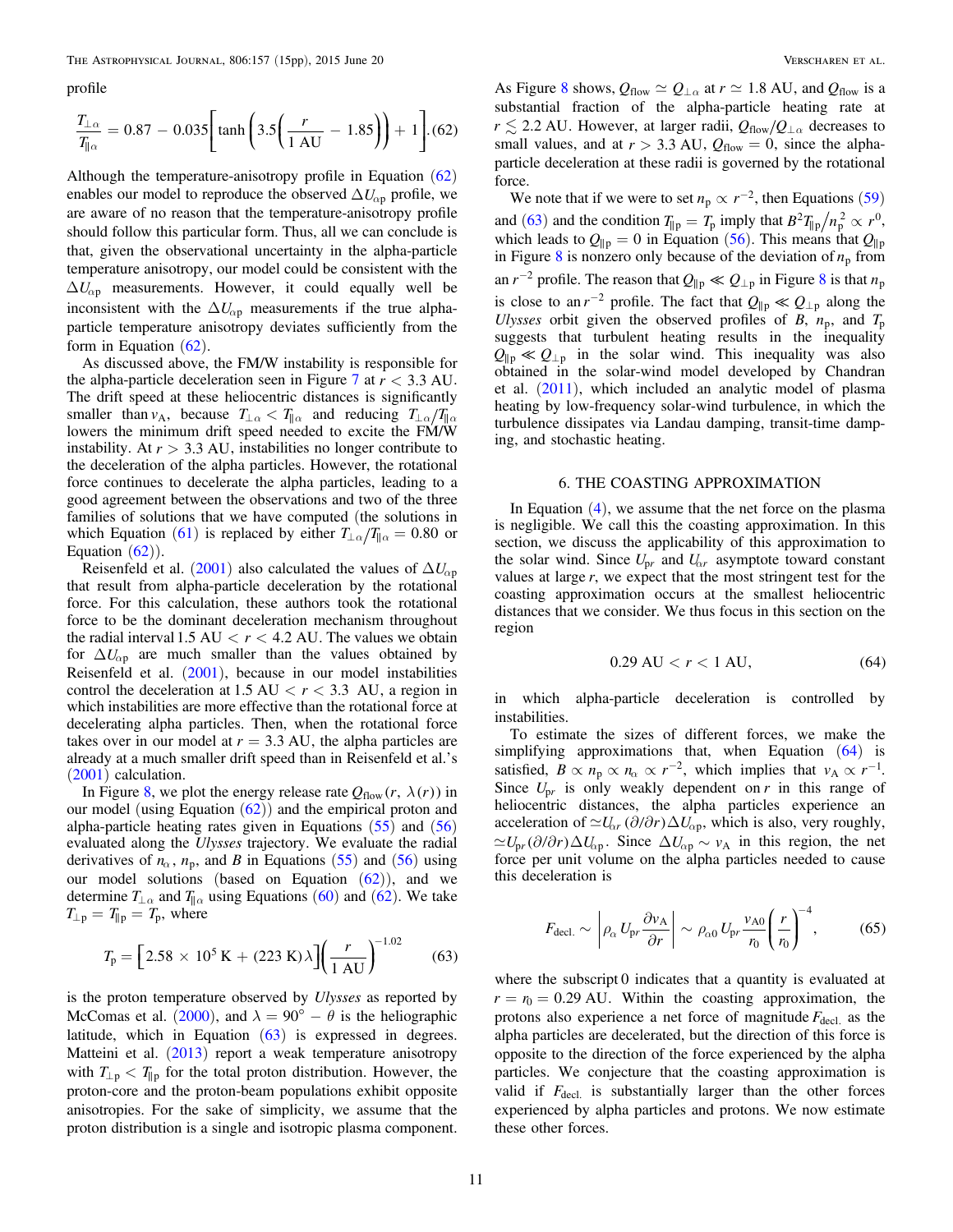profile

$$\frac{T_{\perp\alpha}}{T_{\parallel\alpha}} = 0.87 - 0.035\left[\tanh\left(3.5\left(\frac{r}{1\ \mathrm{AU}} - 1.85\right)\right) + 1\right]. \quad (62)$$

Although the temperature-anisotropy profile in Equation (62) enables our model to reproduce the observed $\Delta U_{\alpha p}$ profile, we are aware of no reason that the temperature-anisotropy profile should follow this particular form. Thus, all we can conclude is that, given the observational uncertainty in the alpha-particle temperature anisotropy, our model could be consistent with the $\Delta U_{\alpha p}$ measurements. However, it could equally well be inconsistent with the $\Delta U_{\alpha p}$ measurements if the true alpha-particle temperature anisotropy deviates sufficiently from the form in Equation (62).

As discussed above, the FM/W instability is responsible for the alpha-particle deceleration seen in Figure 7 at $r < 3.3$ AU. The drift speed at these heliocentric distances is significantly smaller than $v_{\mathrm{A}}$, because $T_{\perp\alpha} < T_{\parallel\alpha}$ and reducing $T_{\perp\alpha}/T_{\parallel\alpha}$ lowers the minimum drift speed needed to excite the FM/W instability. At $r > 3.3$ AU, instabilities no longer contribute to the deceleration of the alpha particles. However, the rotational force continues to decelerate the alpha particles, leading to a good agreement between the observations and two of the three families of solutions that we have computed (the solutions in which Equation (61) is replaced by either $T_{\perp\alpha}/T_{\parallel\alpha} = 0.80$ or Equation (62)).

Reisenfeld et al. (2001) also calculated the values of $\Delta U_{\alpha p}$ that result from alpha-particle deceleration by the rotational force. For this calculation, these authors took the rotational force to be the dominant deceleration mechanism throughout the radial interval 1.5 AU $< r <$ 4.2 AU. The values we obtain for $\Delta U_{\alpha p}$ are much smaller than the values obtained by Reisenfeld et al. (2001), because in our model instabilities control the deceleration at 1.5 AU $< r <$ 3.3 AU, a region in which instabilities are more effective than the rotational force at decelerating alpha particles. Then, when the rotational force takes over in our model at $r = 3.3$ AU, the alpha particles are already at a much smaller drift speed than in Reisenfeld et al.'s (2001) calculation.

In Figure 8, we plot the energy release rate $Q_{\mathrm{flow}}(r, \lambda(r))$ in our model (using Equation (62)) and the empirical proton and alpha-particle heating rates given in Equations (55) and (56) evaluated along the *Ulysses* trajectory. We evaluate the radial derivatives of $n_\alpha$, $n_{\mathrm{p}}$, and $B$ in Equations (55) and (56) using our model solutions (based on Equation (62)), and we determine $T_{\perp\alpha}$ and $T_{\parallel\alpha}$ using Equations (60) and (62). We take $T_{\perp \mathrm{p}} = T_{\parallel \mathrm{p}} = T_{\mathrm{p}}$, where

$$T_{\mathrm{p}} = \left[2.58 \times 10^5\ \mathrm{K} + (223\ \mathrm{K})\lambda\right]\left(\frac{r}{1\ \mathrm{AU}}\right)^{-1.02} \quad (63)$$

is the proton temperature observed by *Ulysses* as reported by McComas et al. (2000), and $\lambda = 90° - \theta$ is the heliographic latitude, which in Equation (63) is expressed in degrees. Matteini et al. (2013) report a weak temperature anisotropy with $T_{\perp \mathrm{p}} < T_{\parallel \mathrm{p}}$ for the total proton distribution. However, the proton-core and the proton-beam populations exhibit opposite anisotropies. For the sake of simplicity, we assume that the proton distribution is a single and isotropic plasma component.

As Figure 8 shows, $Q_{\mathrm{flow}} \simeq Q_{\perp\alpha}$ at $r \simeq 1.8$ AU, and $Q_{\mathrm{flow}}$ is a substantial fraction of the alpha-particle heating rate at $r \lesssim 2.2$ AU. However, at larger radii, $Q_{\mathrm{flow}}/Q_{\perp\alpha}$ decreases to small values, and at $r > 3.3$ AU, $Q_{\mathrm{flow}} = 0$, since the alpha-particle deceleration at these radii is governed by the rotational force.

We note that if we were to set $n_{\mathrm{p}} \propto r^{-2}$, then Equations (59) and (63) and the condition $T_{\parallel \mathrm{p}} = T_{\mathrm{p}}$ imply that $B^2 T_{\parallel \mathrm{p}}/n_{\mathrm{p}}^2 \propto r^0$, which leads to $Q_{\parallel \mathrm{p}} = 0$ in Equation (56). This means that $Q_{\parallel \mathrm{p}}$ in Figure 8 is nonzero only because of the deviation of $n_{\mathrm{p}}$ from an $r^{-2}$ profile. The reason that $Q_{\parallel \mathrm{p}} \ll Q_{\perp \mathrm{p}}$ in Figure 8 is that $n_{\mathrm{p}}$ is close to an $r^{-2}$ profile. The fact that $Q_{\parallel \mathrm{p}} \ll Q_{\perp \mathrm{p}}$ along the *Ulysses* orbit given the observed profiles of $B$, $n_{\mathrm{p}}$, and $T_{\mathrm{p}}$ suggests that turbulent heating results in the inequality $Q_{\parallel \mathrm{p}} \ll Q_{\perp \mathrm{p}}$ in the solar wind. This inequality was also obtained in the solar-wind model developed by Chandran et al. (2011), which included an analytic model of plasma heating by low-frequency solar-wind turbulence, in which the turbulence dissipates via Landau damping, transit-time damping, and stochastic heating.

## 6. THE COASTING APPROXIMATION

In Equation (4), we assume that the net force on the plasma is negligible. We call this the coasting approximation. In this section, we discuss the applicability of this approximation to the solar wind. Since $U_{\mathrm{p}r}$ and $U_{\alpha r}$ asymptote toward constant values at large $r$, we expect that the most stringent test for the coasting approximation occurs at the smallest heliocentric distances that we consider. We thus focus in this section on the region

$$0.29\ \mathrm{AU} < r < 1\ \mathrm{AU}, \quad (64)$$

in which alpha-particle deceleration is controlled by instabilities.

To estimate the sizes of different forces, we make the simplifying approximations that, when Equation (64) is satisfied, $B \propto n_{\mathrm{p}} \propto n_\alpha \propto r^{-2}$, which implies that $v_{\mathrm{A}} \propto r^{-1}$. Since $U_{\mathrm{p}r}$ is only weakly dependent on $r$ in this range of heliocentric distances, the alpha particles experience an acceleration of $\simeq U_{\alpha r}(\partial/\partial r)\Delta U_{\alpha p}$, which is also, very roughly, $\simeq U_{\mathrm{p}r}(\partial/\partial r)\Delta U_{\alpha p}$. Since $\Delta U_{\alpha p} \sim v_{\mathrm{A}}$ in this region, the net force per unit volume on the alpha particles needed to cause this deceleration is

$$F_{\mathrm{decl.}} \sim \left|\rho_\alpha U_{\mathrm{p}r}\frac{\partial v_{\mathrm{A}}}{\partial r}\right| \sim \rho_{\alpha 0} U_{\mathrm{p}r}\frac{v_{\mathrm{A}0}}{r_0}\left(\frac{r}{r_0}\right)^{-4}, \quad (65)$$

where the subscript 0 indicates that a quantity is evaluated at $r = r_0 = 0.29$ AU. Within the coasting approximation, the protons also experience a net force of magnitude $F_{\mathrm{decl.}}$ as the alpha particles are decelerated, but the direction of this force is opposite to the direction of the force experienced by the alpha particles. We conjecture that the coasting approximation is valid if $F_{\mathrm{decl.}}$ is substantially larger than the other forces experienced by alpha particles and protons. We now estimate these other forces.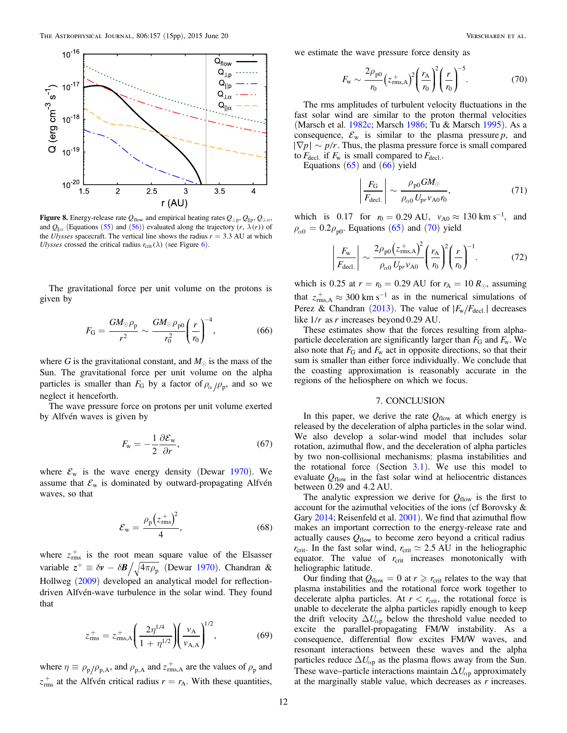**Figure 8.** Energy-release rate $Q_{\rm flow}$ and empirical heating rates $Q_{\perp \rm p}$, $Q_{\parallel \rm p}$, $Q_{\perp \alpha}$, and $Q_{\parallel \alpha}$ (Equations (55) and (56)) evaluated along the trajectory $(r, \lambda(r))$ of the *Ulysses* spacecraft. The vertical line shows the radius $r = 3.3$ AU at which *Ulysses* crossed the critical radius $r_{\rm crit}(\lambda)$ (see Figure 6).

The gravitational force per unit volume on the protons is given by

$$F_{\rm G} = \frac{GM_{\odot}\rho_{\rm p}}{r^2} \sim \frac{GM_{\odot}\rho_{\rm p0}}{r_0^2}\left(\frac{r}{r_0}\right)^{-4}, \tag{66}$$

where $G$ is the gravitational constant, and $M_{\odot}$ is the mass of the Sun. The gravitational force per unit volume on the alpha particles is smaller than $F_{\rm G}$ by a factor of $\rho_{\alpha}/\rho_{\rm p}$, and so we neglect it henceforth.

The wave pressure force on protons per unit volume exerted by Alfvén waves is given by

$$F_{\rm w} = -\frac{1}{2}\frac{\partial \mathcal{E}_{\rm w}}{\partial r}, \tag{67}$$

where $\mathcal{E}_{\rm w}$ is the wave energy density (Dewar 1970). We assume that $\mathcal{E}_{\rm w}$ is dominated by outward-propagating Alfvén waves, so that

$$\mathcal{E}_{\rm w} = \frac{\rho_{\rm p}\left(z_{\rm rms}^{+}\right)^2}{4}, \tag{68}$$

where $z_{\rm rms}^{+}$ is the root mean square value of the Elsasser variable $\boldsymbol{z}^{+} \equiv \delta \boldsymbol{v} - \delta \boldsymbol{B}\big/\sqrt{4\pi\rho_{\rm p}}$ (Dewar 1970). Chandran & Hollweg (2009) developed an analytical model for reflection-driven Alfvén-wave turbulence in the solar wind. They found that

$$z_{\rm rms}^{+} = z_{\rm rms,A}^{+}\left(\frac{2\eta^{1/4}}{1+\eta^{1/2}}\right)\left(\frac{v_{\rm A}}{v_{\rm A,A}}\right)^{1/2}, \tag{69}$$

where $\eta \equiv \rho_{\rm p}/\rho_{\rm p,A}$, and $\rho_{\rm p,A}$ and $z_{\rm rms,A}^{+}$ are the values of $\rho_{\rm p}$ and $z_{\rm rms}^{+}$ at the Alfvén critical radius $r = r_{\rm A}$. With these quantities, we estimate the wave pressure force density as

$$F_{\rm w} \sim \frac{2\rho_{\rm p0}}{r_0}\left(z_{\rm rms,A}^{+}\right)^2\left(\frac{r_{\rm A}}{r_0}\right)^2\left(\frac{r}{r_0}\right)^{-5}. \tag{70}$$

The rms amplitudes of turbulent velocity fluctuations in the fast solar wind are similar to the proton thermal velocities (Marsch et al. 1982c; Marsch 1986; Tu & Marsch 1995). As a consequence, $\mathcal{E}_{\rm w}$ is similar to the plasma pressure $p$, and $|\nabla p| \sim p/r$. Thus, the plasma pressure force is small compared to $F_{\rm decl.}$ if $F_{\rm w}$ is small compared to $F_{\rm decl.}$.

Equations (65) and (66) yield

$$\left|\frac{F_{\rm G}}{F_{\rm decl.}}\right| \sim \frac{\rho_{\rm p0}GM_{\odot}}{\rho_{\alpha 0}U_{\rm pr}v_{\rm A0}r_0}, \tag{71}$$

which is 0.17 for $r_0 = 0.29$ AU, $v_{\rm A0} \approx 130$ km s$^{-1}$, and $\rho_{\alpha 0} = 0.2\rho_{\rm p0}$. Equations (65) and (70) yield

$$\left|\frac{F_{\rm w}}{F_{\rm decl.}}\right| \sim \frac{2\rho_{\rm p0}\left(z_{\rm rms,A}^{+}\right)^2}{\rho_{\alpha 0}U_{\rm pr}v_{\rm A0}}\left(\frac{r_{\rm A}}{r_0}\right)^2\left(\frac{r}{r_0}\right)^{-1}. \tag{72}$$

which is 0.25 at $r = r_0 = 0.29$ AU for $r_{\rm A} = 10\,R_{\odot}$, assuming that $z_{\rm rms,A}^{+} \approx 300$ km s$^{-1}$ as in the numerical simulations of Perez & Chandran (2013). The value of $|F_{\rm w}/F_{\rm decl.}|$ decreases like $1/r$ as $r$ increases beyond 0.29 AU.

These estimates show that the forces resulting from alpha-particle deceleration are significantly larger than $F_{\rm G}$ and $F_{\rm w}$. We also note that $F_{\rm G}$ and $F_{\rm w}$ act in opposite directions, so that their sum is smaller than either force individually. We conclude that the coasting approximation is reasonably accurate in the regions of the heliosphere on which we focus.

## 7. CONCLUSION

In this paper, we derive the rate $Q_{\rm flow}$ at which energy is released by the deceleration of alpha particles in the solar wind. We also develop a solar-wind model that includes solar rotation, azimuthal flow, and the deceleration of alpha particles by two non-collisional mechanisms: plasma instabilities and the rotational force (Section 3.1). We use this model to evaluate $Q_{\rm flow}$ in the fast solar wind at heliocentric distances between 0.29 and 4.2 AU.

The analytic expression we derive for $Q_{\rm flow}$ is the first to account for the azimuthal velocities of the ions (cf Borovsky & Gary 2014; Reisenfeld et al. 2001). We find that azimuthal flow makes an important correction to the energy-release rate and actually causes $Q_{\rm flow}$ to become zero beyond a critical radius $r_{\rm crit}$. In the fast solar wind, $r_{\rm crit} \simeq 2.5$ AU in the heliographic equator. The value of $r_{\rm crit}$ increases monotonically with heliographic latitude.

Our finding that $Q_{\rm flow} = 0$ at $r \geqslant r_{\rm crit}$ relates to the way that plasma instabilities and the rotational force work together to decelerate alpha particles. At $r < r_{\rm crit}$, the rotational force is unable to decelerate the alpha particles rapidly enough to keep the drift velocity $\Delta U_{\alpha \rm p}$ below the threshold value needed to excite the parallel-propagating FM/W instability. As a consequence, differential flow excites FM/W waves, and resonant interactions between these waves and the alpha particles reduce $\Delta U_{\alpha \rm p}$ as the plasma flows away from the Sun. These wave–particle interactions maintain $\Delta U_{\alpha \rm p}$ approximately at the marginally stable value, which decreases as $r$ increases.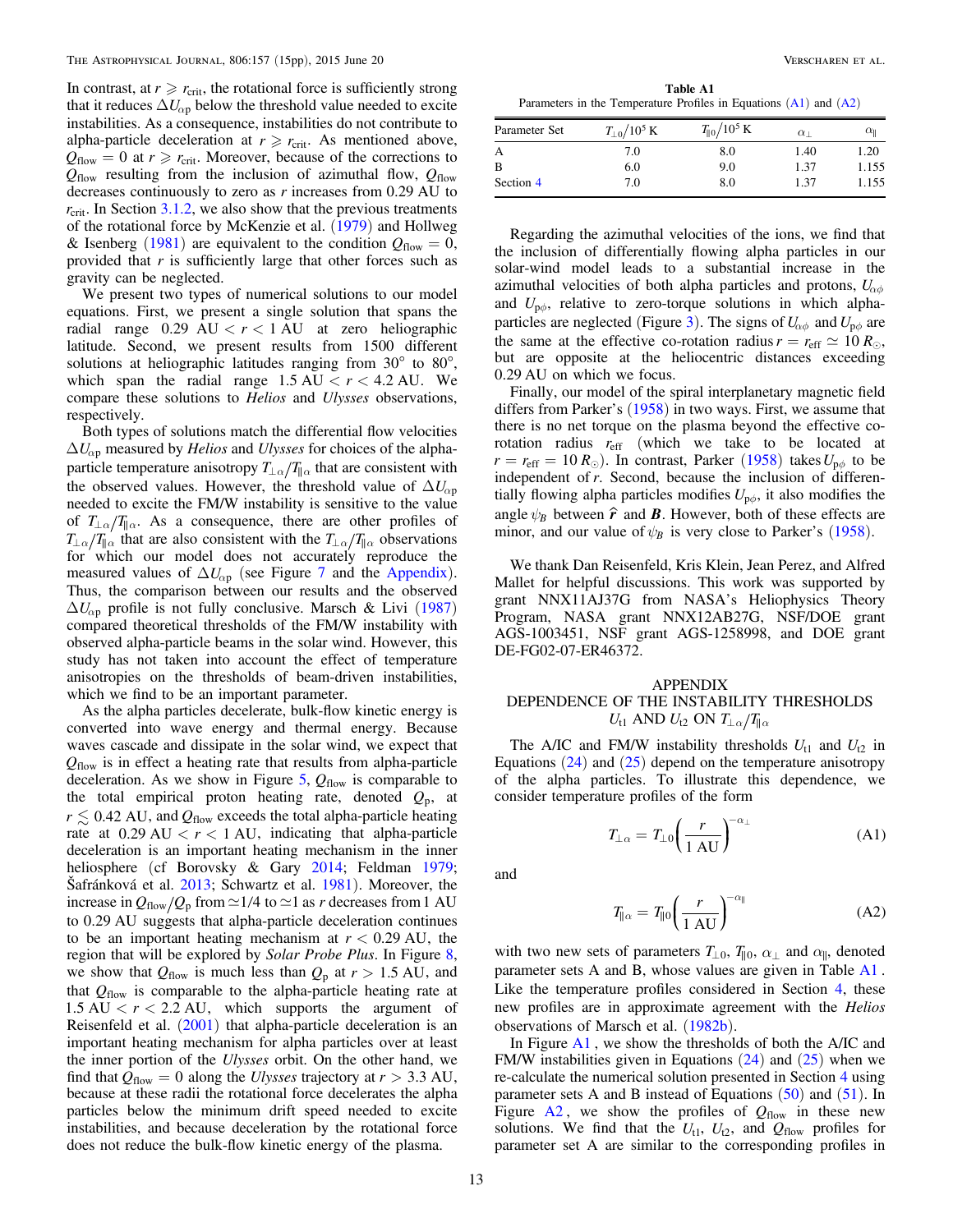In contrast, at $r \geqslant r_{\rm crit}$, the rotational force is sufficiently strong that it reduces $\Delta U_{\alpha p}$ below the threshold value needed to excite instabilities. As a consequence, instabilities do not contribute to alpha-particle deceleration at $r \geqslant r_{\rm crit}$. As mentioned above, $Q_{\rm flow} = 0$ at $r \geqslant r_{\rm crit}$. Moreover, because of the corrections to $Q_{\rm flow}$ resulting from the inclusion of azimuthal flow, $Q_{\rm flow}$ decreases continuously to zero as $r$ increases from 0.29 AU to $r_{\rm crit}$. In Section 3.1.2, we also show that the previous treatments of the rotational force by McKenzie et al. (1979) and Hollweg & Isenberg (1981) are equivalent to the condition $Q_{\rm flow} = 0$, provided that $r$ is sufficiently large that other forces such as gravity can be neglected.

We present two types of numerical solutions to our model equations. First, we present a single solution that spans the radial range 0.29 AU $< r <$ 1 AU at zero heliographic latitude. Second, we present results from 1500 different solutions at heliographic latitudes ranging from 30° to 80°, which span the radial range 1.5 AU $< r <$ 4.2 AU. We compare these solutions to *Helios* and *Ulysses* observations, respectively.

Both types of solutions match the differential flow velocities $\Delta U_{\alpha p}$ measured by *Helios* and *Ulysses* for choices of the alpha-particle temperature anisotropy $T_{\perp\alpha}/T_{\parallel\alpha}$ that are consistent with the observed values. However, the threshold value of $\Delta U_{\alpha p}$ needed to excite the FM/W instability is sensitive to the value of $T_{\perp\alpha}/T_{\parallel\alpha}$. As a consequence, there are other profiles of $T_{\perp\alpha}/T_{\parallel\alpha}$ that are also consistent with the $T_{\perp\alpha}/T_{\parallel\alpha}$ observations for which our model does not accurately reproduce the measured values of $\Delta U_{\alpha p}$ (see Figure 7 and the Appendix). Thus, the comparison between our results and the observed $\Delta U_{\alpha p}$ profile is not fully conclusive. Marsch & Livi (1987) compared theoretical thresholds of the FM/W instability with observed alpha-particle beams in the solar wind. However, this study has not taken into account the effect of temperature anisotropies on the thresholds of beam-driven instabilities, which we find to be an important parameter.

As the alpha particles decelerate, bulk-flow kinetic energy is converted into wave energy and thermal energy. Because waves cascade and dissipate in the solar wind, we expect that $Q_{\rm flow}$ is in effect a heating rate that results from alpha-particle deceleration. As we show in Figure 5, $Q_{\rm flow}$ is comparable to the total empirical proton heating rate, denoted $Q_{\rm p}$, at $r \lesssim 0.42$ AU, and $Q_{\rm flow}$ exceeds the total alpha-particle heating rate at 0.29 AU $< r <$ 1 AU, indicating that alpha-particle deceleration is an important heating mechanism in the inner heliosphere (cf Borovsky & Gary 2014; Feldman 1979; Šafránková et al. 2013; Schwartz et al. 1981). Moreover, the increase in $Q_{\rm flow}/Q_{\rm p}$ from $\simeq$1/4 to $\simeq$1 as $r$ decreases from 1 AU to 0.29 AU suggests that alpha-particle deceleration continues to be an important heating mechanism at $r <$ 0.29 AU, the region that will be explored by *Solar Probe Plus*. In Figure 8, we show that $Q_{\rm flow}$ is much less than $Q_{\rm p}$ at $r >$ 1.5 AU, and that $Q_{\rm flow}$ is comparable to the alpha-particle heating rate at 1.5 AU $< r <$ 2.2 AU, which supports the argument of Reisenfeld et al. (2001) that alpha-particle deceleration is an important heating mechanism for alpha particles over at least the inner portion of the *Ulysses* orbit. On the other hand, we find that $Q_{\rm flow} = 0$ along the *Ulysses* trajectory at $r >$ 3.3 AU, because at these radii the rotational force decelerates the alpha particles below the minimum drift speed needed to excite instabilities, and because deceleration by the rotational force does not reduce the bulk-flow kinetic energy of the plasma.

**Table A1**
Parameters in the Temperature Profiles in Equations (A1) and (A2)

| Parameter Set | $T_{\perp 0}/10^5$ K | $T_{\parallel 0}/10^5$ K | $\alpha_\perp$ | $\alpha_\parallel$ |
|---|---|---|---|---|
| A | 7.0 | 8.0 | 1.40 | 1.20 |
| B | 6.0 | 9.0 | 1.37 | 1.155 |
| Section 4 | 7.0 | 8.0 | 1.37 | 1.155 |

Regarding the azimuthal velocities of the ions, we find that the inclusion of differentially flowing alpha particles in our solar-wind model leads to a substantial increase in the azimuthal velocities of both alpha particles and protons, $U_{\alpha\phi}$ and $U_{{\rm p}\phi}$, relative to zero-torque solutions in which alpha-particles are neglected (Figure 3). The signs of $U_{\alpha\phi}$ and $U_{{\rm p}\phi}$ are the same at the effective co-rotation radius $r = r_{\rm eff} \simeq 10\,R_\odot$, but are opposite at the heliocentric distances exceeding 0.29 AU on which we focus.

Finally, our model of the spiral interplanetary magnetic field differs from Parker's (1958) in two ways. First, we assume that there is no net torque on the plasma beyond the effective co-rotation radius $r_{\rm eff}$ (which we take to be located at $r = r_{\rm eff} = 10\,R_\odot$). In contrast, Parker (1958) takes $U_{{\rm p}\phi}$ to be independent of $r$. Second, because the inclusion of differentially flowing alpha particles modifies $U_{{\rm p}\phi}$, it also modifies the angle $\psi_B$ between $\hat{\boldsymbol{r}}$ and $\boldsymbol{B}$. However, both of these effects are minor, and our value of $\psi_B$ is very close to Parker's (1958).

We thank Dan Reisenfeld, Kris Klein, Jean Perez, and Alfred Mallet for helpful discussions. This work was supported by grant NNX11AJ37G from NASA's Heliophysics Theory Program, NASA grant NNX12AB27G, NSF/DOE grant AGS-1003451, NSF grant AGS-1258998, and DOE grant DE-FG02-07-ER46372.

## APPENDIX
## DEPENDENCE OF THE INSTABILITY THRESHOLDS $U_{\rm t1}$ AND $U_{\rm t2}$ ON $T_{\perp\alpha}/T_{\parallel\alpha}$

The A/IC and FM/W instability thresholds $U_{\rm t1}$ and $U_{\rm t2}$ in Equations (24) and (25) depend on the temperature anisotropy of the alpha particles. To illustrate this dependence, we consider temperature profiles of the form

$$T_{\perp\alpha} = T_{\perp 0}\left(\frac{r}{1\ \text{AU}}\right)^{-\alpha_\perp} \tag{A1}$$

and

$$T_{\parallel\alpha} = T_{\parallel 0}\left(\frac{r}{1\ \text{AU}}\right)^{-\alpha_\parallel} \tag{A2}$$

with two new sets of parameters $T_{\perp 0}$, $T_{\parallel 0}$, $\alpha_\perp$ and $\alpha_\parallel$, denoted parameter sets A and B, whose values are given in Table A1 . Like the temperature profiles considered in Section 4, these new profiles are in approximate agreement with the *Helios* observations of Marsch et al. (1982b).

In Figure A1 , we show the thresholds of both the A/IC and FM/W instabilities given in Equations (24) and (25) when we re-calculate the numerical solution presented in Section 4 using parameter sets A and B instead of Equations (50) and (51). In Figure A2 , we show the profiles of $Q_{\rm flow}$ in these new solutions. We find that the $U_{\rm t1}$, $U_{\rm t2}$, and $Q_{\rm flow}$ profiles for parameter set A are similar to the corresponding profiles in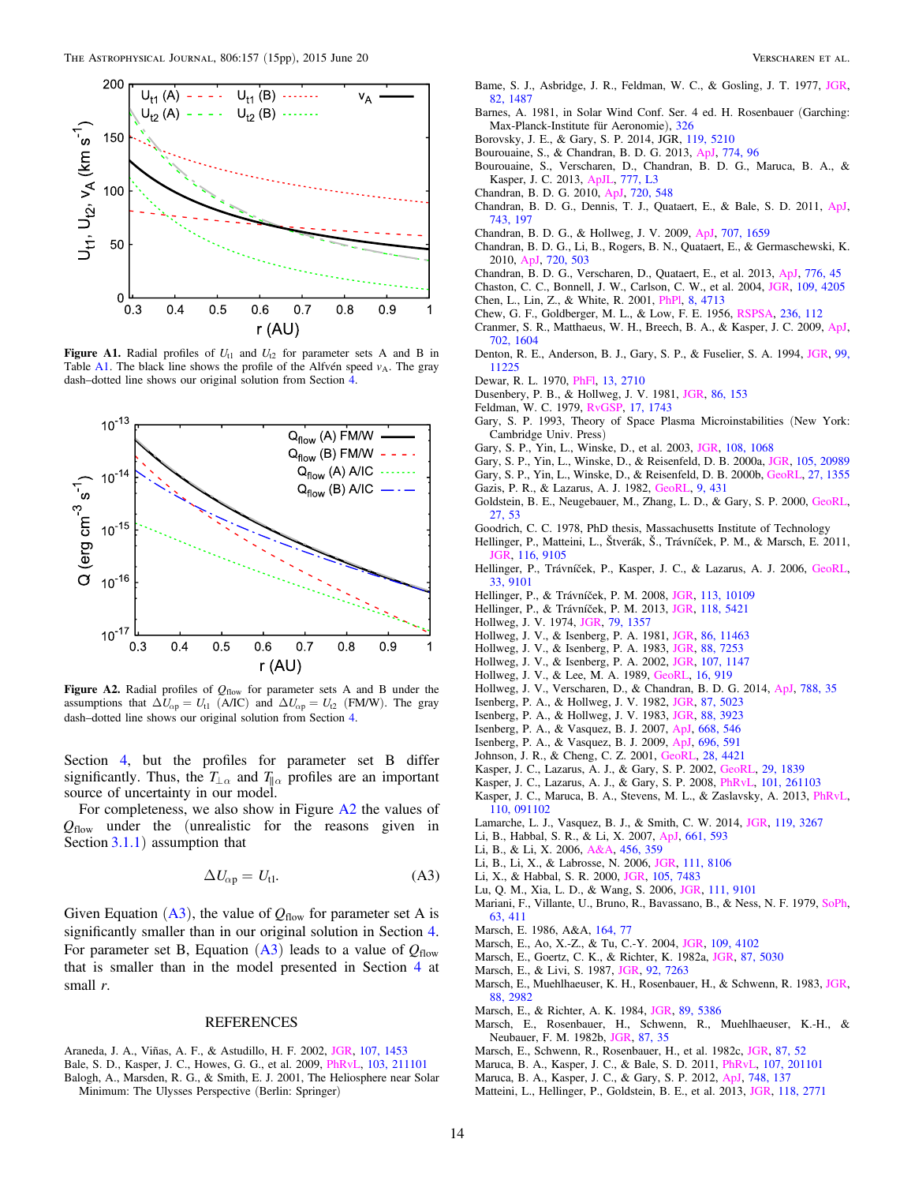**Figure A1.** Radial profiles of $U_{t1}$ and $U_{t2}$ for parameter sets A and B in Table A1. The black line shows the profile of the Alfvén speed $v_A$. The gray dash–dotted line shows our original solution from Section 4.

**Figure A2.** Radial profiles of $Q_{flow}$ for parameter sets A and B under the assumptions that $\Delta U_{\alpha p} = U_{t1}$ (A/IC) and $\Delta U_{\alpha p} = U_{t2}$ (FM/W). The gray dash–dotted line shows our original solution from Section 4.

Section 4, but the profiles for parameter set B differ significantly. Thus, the $T_{\perp\alpha}$ and $T_{\parallel\alpha}$ profiles are an important source of uncertainty in our model.

For completeness, we also show in Figure A2 the values of $Q_{flow}$ under the (unrealistic for the reasons given in Section 3.1.1) assumption that

$$\Delta U_{\alpha p} = U_{t1}. \tag{A3}$$

Given Equation (A3), the value of $Q_{flow}$ for parameter set A is significantly smaller than in our original solution in Section 4. For parameter set B, Equation (A3) leads to a value of $Q_{flow}$ that is smaller than in the model presented in Section 4 at small $r$.

## REFERENCES

Araneda, J. A., Viñas, A. F., & Astudillo, H. F. 2002, JGR, 107, 1453
Bale, S. D., Kasper, J. C., Howes, G. G., et al. 2009, PhRvL, 103, 211101
Balogh, A., Marsden, R. G., & Smith, E. J. 2001, The Heliosphere near Solar Minimum: The Ulysses Perspective (Berlin: Springer)
Bame, S. J., Asbridge, J. R., Feldman, W. C., & Gosling, J. T. 1977, JGR, 82, 1487
Barnes, A. 1981, in Solar Wind Conf. Ser. 4 ed. H. Rosenbauer (Garching: Max-Planck-Institute für Aeronomie), 326
Borovsky, J. E., & Gary, S. P. 2014, JGR, 119, 5210
Bourouaine, S., & Chandran, B. D. G. 2013, ApJ, 774, 96
Bourouaine, S., Verscharen, D., Chandran, B. D. G., Maruca, B. A., & Kasper, J. C. 2013, ApJL, 777, L3
Chandran, B. D. G. 2010, ApJ, 720, 548
Chandran, B. D. G., Dennis, T. J., Quataert, E., & Bale, S. D. 2011, ApJ, 743, 197
Chandran, B. D. G., & Hollweg, J. V. 2009, ApJ, 707, 1659
Chandran, B. D. G., Li, B., Rogers, B. N., Quataert, E., & Germaschewski, K. 2010, ApJ, 720, 503
Chandran, B. D. G., Verscharen, D., Quataert, E., et al. 2013, ApJ, 776, 45
Chaston, C. C., Bonnell, J. W., Carlson, C. W., et al. 2004, JGR, 109, 4205
Chen, L., Lin, Z., & White, R. 2001, PhPl, 8, 4713
Chew, G. F., Goldberger, M. L., & Low, F. E. 1956, RSPSA, 236, 112
Cranmer, S. R., Matthaeus, W. H., Breech, B. A., & Kasper, J. C. 2009, ApJ, 702, 1604
Denton, R. E., Anderson, B. J., Gary, S. P., & Fuselier, S. A. 1994, JGR, 99, 11225
Dewar, R. L. 1970, PhFl, 13, 2710
Dusenbery, P. B., & Hollweg, J. V. 1981, JGR, 86, 153
Feldman, W. C. 1979, RvGSP, 17, 1743
Gary, S. P. 1993, Theory of Space Plasma Microinstabilities (New York: Cambridge Univ. Press)
Gary, S. P., Yin, L., Winske, D., et al. 2003, JGR, 108, 1068
Gary, S. P., Yin, L., Winske, D., & Reisenfeld, D. B. 2000a, JGR, 105, 20989
Gary, S. P., Yin, L., Winske, D., & Reisenfeld, D. B. 2000b, GeoRL, 27, 1355
Gazis, P. R., & Lazarus, A. J. 1982, GeoRL, 9, 431
Goldstein, B. E., Neugebauer, M., Zhang, L. D., & Gary, S. P. 2000, GeoRL, 27, 53
Goodrich, C. C. 1978, PhD thesis, Massachusetts Institute of Technology
Hellinger, P., Matteini, L., Štverák, Š., Trávníček, P. M., & Marsch, E. 2011, JGR, 116, 9105
Hellinger, P., Trávníček, P., Kasper, J. C., & Lazarus, A. J. 2006, GeoRL, 33, 9101
Hellinger, P., & Trávníček, P. M. 2008, JGR, 113, 10109
Hellinger, P., & Trávníček, P. M. 2013, JGR, 118, 5421
Hollweg, J. V. 1974, JGR, 79, 1357
Hollweg, J. V., & Isenberg, P. A. 1981, JGR, 86, 11463
Hollweg, J. V., & Isenberg, P. A. 1983, JGR, 88, 7253
Hollweg, J. V., & Isenberg, P. A. 2002, JGR, 107, 1147
Hollweg, J. V., & Lee, M. A. 1989, GeoRL, 16, 919
Hollweg, J. V., Verscharen, D., & Chandran, B. D. G. 2014, ApJ, 788, 35
Isenberg, P. A., & Hollweg, J. V. 1982, JGR, 87, 5023
Isenberg, P. A., & Hollweg, J. V. 1983, JGR, 88, 3923
Isenberg, P. A., & Vasquez, B. J. 2007, ApJ, 668, 546
Isenberg, P. A., & Vasquez, B. J. 2009, ApJ, 696, 591
Johnson, J. R., & Cheng, C. Z. 2001, GeoRL, 28, 4421
Kasper, J. C., Lazarus, A. J., & Gary, S. P. 2002, GeoRL, 29, 1839
Kasper, J. C., Lazarus, A. J., & Gary, S. P. 2008, PhRvL, 101, 261103
Kasper, J. C., Maruca, B. A., Stevens, M. L., & Zaslavsky, A. 2013, PhRvL, 110, 091102
Lamarche, L. J., Vasquez, B. J., & Smith, C. W. 2014, JGR, 119, 3267
Li, B., Habbal, S. R., & Li, X. 2007, ApJ, 661, 593
Li, B., & Li, X. 2006, A&A, 456, 359
Li, B., Li, X., & Labrosse, N. 2006, JGR, 111, 8106
Li, X., & Habbal, S. R. 2000, JGR, 105, 7483
Lu, Q. M., Xia, L. D., & Wang, S. 2006, JGR, 111, 9101
Mariani, F., Villante, U., Bruno, R., Bavassano, B., & Ness, N. F. 1979, SoPh, 63, 411
Marsch, E. 1986, A&A, 164, 77
Marsch, E., Ao, X.-Z., & Tu, C.-Y. 2004, JGR, 109, 4102
Marsch, E., Goertz, C. K., & Richter, K. 1982a, JGR, 87, 5030
Marsch, E., & Livi, S. 1987, JGR, 92, 7263
Marsch, E., Muehlhaeuser, K. H., Rosenbauer, H., & Schwenn, R. 1983, JGR, 88, 2982
Marsch, E., & Richter, A. K. 1984, JGR, 89, 5386
Marsch, E., Rosenbauer, H., Schwenn, R., Muehlhaeuser, K.-H., & Neubauer, F. M. 1982b, JGR, 87, 35
Marsch, E., Schwenn, R., Rosenbauer, H., et al. 1982c, JGR, 87, 52
Maruca, B. A., Kasper, J. C., & Bale, S. D. 2011, PhRvL, 107, 201101
Maruca, B. A., Kasper, J. C., & Gary, S. P. 2012, ApJ, 748, 137
Matteini, L., Hellinger, P., Goldstein, B. E., et al. 2013, JGR, 118, 2771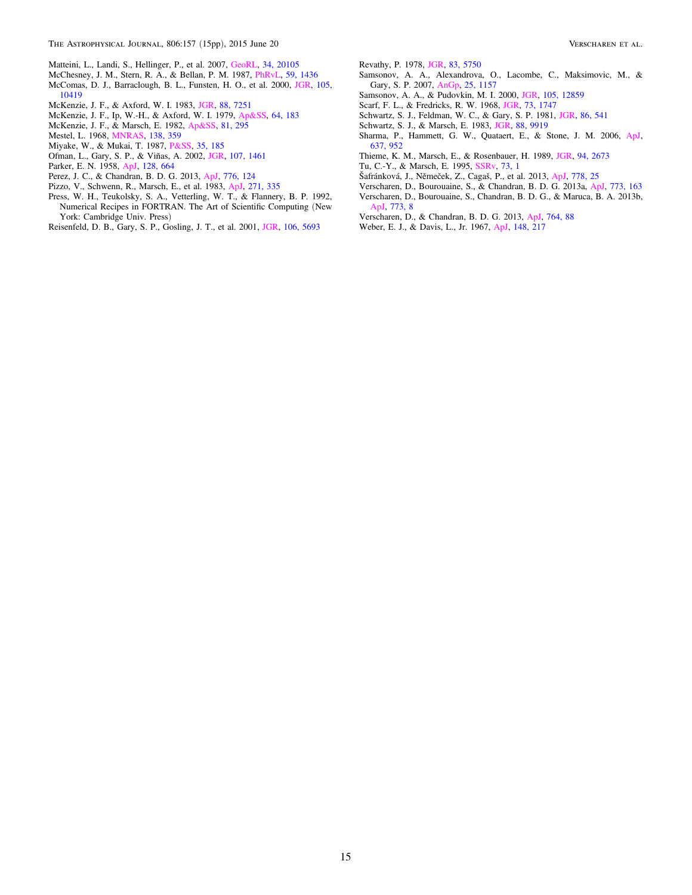Matteini, L., Landi, S., Hellinger, P., et al. 2007, GeoRL, 34, 20105

McChesney, J. M., Stern, R. A., & Bellan, P. M. 1987, PhRvL, 59, 1436

McComas, D. J., Barraclough, B. L., Funsten, H. O., et al. 2000, JGR, 105, 10419

McKenzie, J. F., & Axford, W. I. 1983, JGR, 88, 7251

McKenzie, J. F., Ip, W.-H., & Axford, W. I. 1979, Ap&SS, 64, 183

McKenzie, J. F., & Marsch, E. 1982, Ap&SS, 81, 295

Mestel, L. 1968, MNRAS, 138, 359

Miyake, W., & Mukai, T. 1987, P&SS, 35, 185

Ofman, L., Gary, S. P., & Viñas, A. 2002, JGR, 107, 1461

Parker, E. N. 1958, ApJ, 128, 664

Perez, J. C., & Chandran, B. D. G. 2013, ApJ, 776, 124

Pizzo, V., Schwenn, R., Marsch, E., et al. 1983, ApJ, 271, 335

Press, W. H., Teukolsky, S. A., Vetterling, W. T., & Flannery, B. P. 1992, Numerical Recipes in FORTRAN. The Art of Scientific Computing (New York: Cambridge Univ. Press)

Reisenfeld, D. B., Gary, S. P., Gosling, J. T., et al. 2001, JGR, 106, 5693

Revathy, P. 1978, JGR, 83, 5750

Samsonov, A. A., Alexandrova, O., Lacombe, C., Maksimovic, M., & Gary, S. P. 2007, AnGp, 25, 1157

Samsonov, A. A., & Pudovkin, M. I. 2000, JGR, 105, 12859

Scarf, F. L., & Fredricks, R. W. 1968, JGR, 73, 1747

Schwartz, S. J., Feldman, W. C., & Gary, S. P. 1981, JGR, 86, 541

Schwartz, S. J., & Marsch, E. 1983, JGR, 88, 9919

Sharma, P., Hammett, G. W., Quataert, E., & Stone, J. M. 2006, ApJ, 637, 952

Thieme, K. M., Marsch, E., & Rosenbauer, H. 1989, JGR, 94, 2673

Tu, C.-Y., & Marsch, E. 1995, SSRv, 73, 1

Šafránková, J., Němeček, Z., Cagaš, P., et al. 2013, ApJ, 778, 25

Verscharen, D., Bourouaine, S., & Chandran, B. D. G. 2013a, ApJ, 773, 163

Verscharen, D., Bourouaine, S., Chandran, B. D. G., & Maruca, B. A. 2013b, ApJ, 773, 8

Verscharen, D., & Chandran, B. D. G. 2013, ApJ, 764, 88

Weber, E. J., & Davis, L., Jr. 1967, ApJ, 148, 217